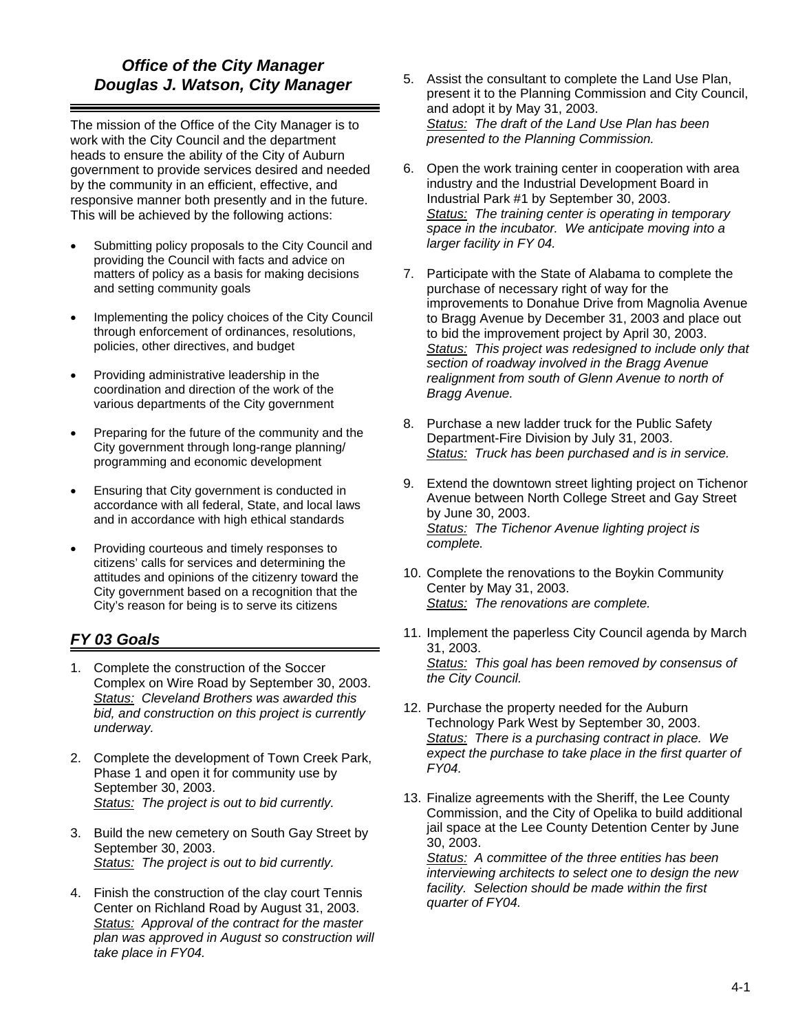## *Office of the City Manager*
## *Douglas J. Watson, City Manager*

The mission of the Office of the City Manager is to work with the City Council and the department heads to ensure the ability of the City of Auburn government to provide services desired and needed by the community in an efficient, effective, and responsive manner both presently and in the future. This will be achieved by the following actions:

- Submitting policy proposals to the City Council and providing the Council with facts and advice on matters of policy as a basis for making decisions and setting community goals
- Implementing the policy choices of the City Council through enforcement of ordinances, resolutions, policies, other directives, and budget
- Providing administrative leadership in the coordination and direction of the work of the various departments of the City government
- Preparing for the future of the community and the City government through long-range planning/ programming and economic development
- Ensuring that City government is conducted in accordance with all federal, State, and local laws and in accordance with high ethical standards
- Providing courteous and timely responses to citizens' calls for services and determining the attitudes and opinions of the citizenry toward the City government based on a recognition that the City's reason for being is to serve its citizens

### *FY 03 Goals*

1. Complete the construction of the Soccer Complex on Wire Road by September 30, 2003.
   *Status: Cleveland Brothers was awarded this bid, and construction on this project is currently underway.*

2. Complete the development of Town Creek Park, Phase 1 and open it for community use by September 30, 2003.
   *Status: The project is out to bid currently.*

3. Build the new cemetery on South Gay Street by September 30, 2003.
   *Status: The project is out to bid currently.*

4. Finish the construction of the clay court Tennis Center on Richland Road by August 31, 2003.
   *Status: Approval of the contract for the master plan was approved in August so construction will take place in FY04.*

5. Assist the consultant to complete the Land Use Plan, present it to the Planning Commission and City Council, and adopt it by May 31, 2003.
   *Status: The draft of the Land Use Plan has been presented to the Planning Commission.*

6. Open the work training center in cooperation with area industry and the Industrial Development Board in Industrial Park #1 by September 30, 2003.
   *Status: The training center is operating in temporary space in the incubator. We anticipate moving into a larger facility in FY 04.*

7. Participate with the State of Alabama to complete the purchase of necessary right of way for the improvements to Donahue Drive from Magnolia Avenue to Bragg Avenue by December 31, 2003 and place out to bid the improvement project by April 30, 2003.
   *Status: This project was redesigned to include only that section of roadway involved in the Bragg Avenue realignment from south of Glenn Avenue to north of Bragg Avenue.*

8. Purchase a new ladder truck for the Public Safety Department-Fire Division by July 31, 2003.
   *Status: Truck has been purchased and is in service.*

9. Extend the downtown street lighting project on Tichenor Avenue between North College Street and Gay Street by June 30, 2003.
   *Status: The Tichenor Avenue lighting project is complete.*

10. Complete the renovations to the Boykin Community Center by May 31, 2003.
    *Status: The renovations are complete.*

11. Implement the paperless City Council agenda by March 31, 2003.
    *Status: This goal has been removed by consensus of the City Council.*

12. Purchase the property needed for the Auburn Technology Park West by September 30, 2003.
    *Status: There is a purchasing contract in place. We expect the purchase to take place in the first quarter of FY04.*

13. Finalize agreements with the Sheriff, the Lee County Commission, and the City of Opelika to build additional jail space at the Lee County Detention Center by June 30, 2003.
    *Status: A committee of the three entities has been interviewing architects to select one to design the new facility. Selection should be made within the first quarter of FY04.*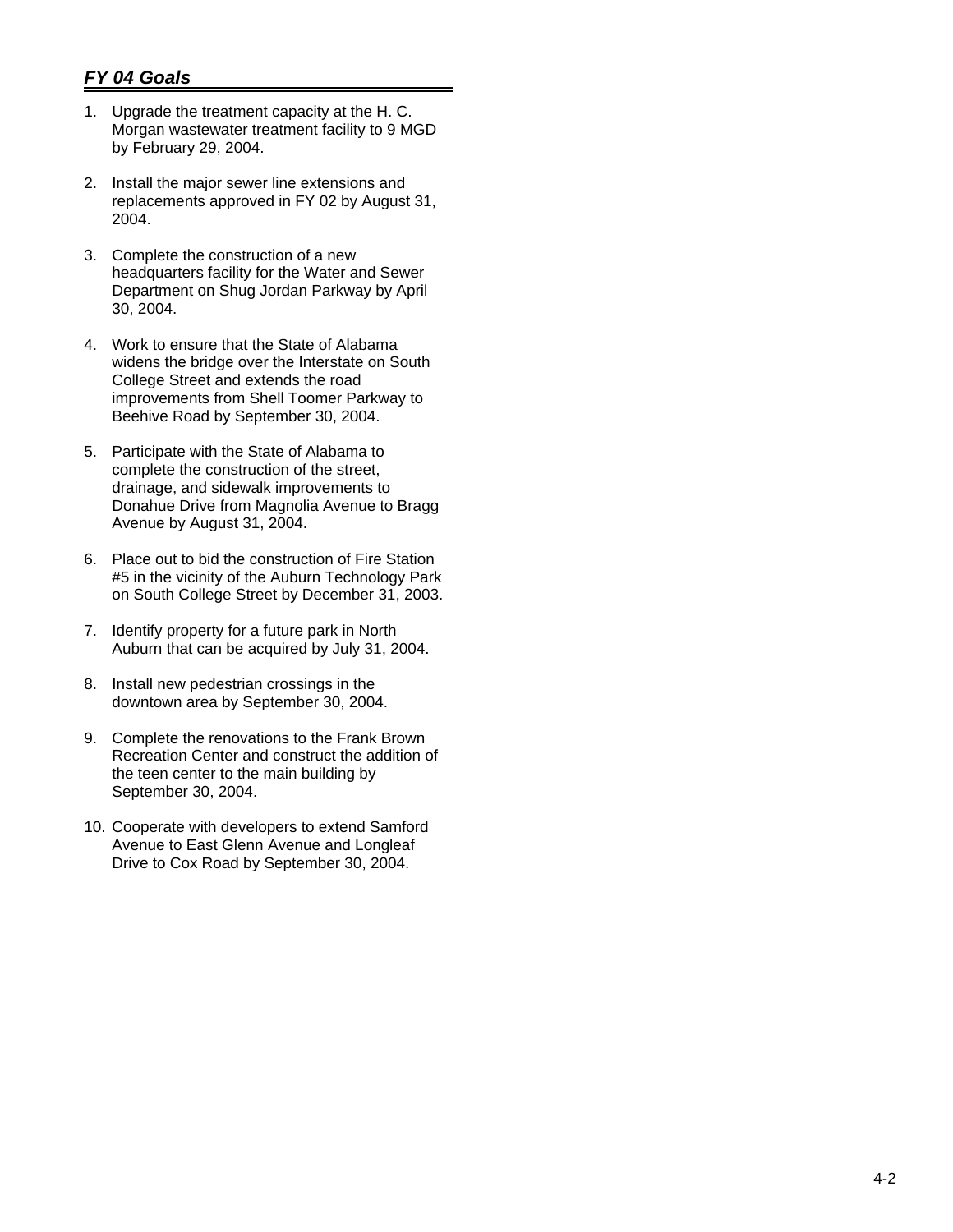## *FY 04 Goals*

1. Upgrade the treatment capacity at the H. C. Morgan wastewater treatment facility to 9 MGD by February 29, 2004.

2. Install the major sewer line extensions and replacements approved in FY 02 by August 31, 2004.

3. Complete the construction of a new headquarters facility for the Water and Sewer Department on Shug Jordan Parkway by April 30, 2004.

4. Work to ensure that the State of Alabama widens the bridge over the Interstate on South College Street and extends the road improvements from Shell Toomer Parkway to Beehive Road by September 30, 2004.

5. Participate with the State of Alabama to complete the construction of the street, drainage, and sidewalk improvements to Donahue Drive from Magnolia Avenue to Bragg Avenue by August 31, 2004.

6. Place out to bid the construction of Fire Station #5 in the vicinity of the Auburn Technology Park on South College Street by December 31, 2003.

7. Identify property for a future park in North Auburn that can be acquired by July 31, 2004.

8. Install new pedestrian crossings in the downtown area by September 30, 2004.

9. Complete the renovations to the Frank Brown Recreation Center and construct the addition of the teen center to the main building by September 30, 2004.

10. Cooperate with developers to extend Samford Avenue to East Glenn Avenue and Longleaf Drive to Cox Road by September 30, 2004.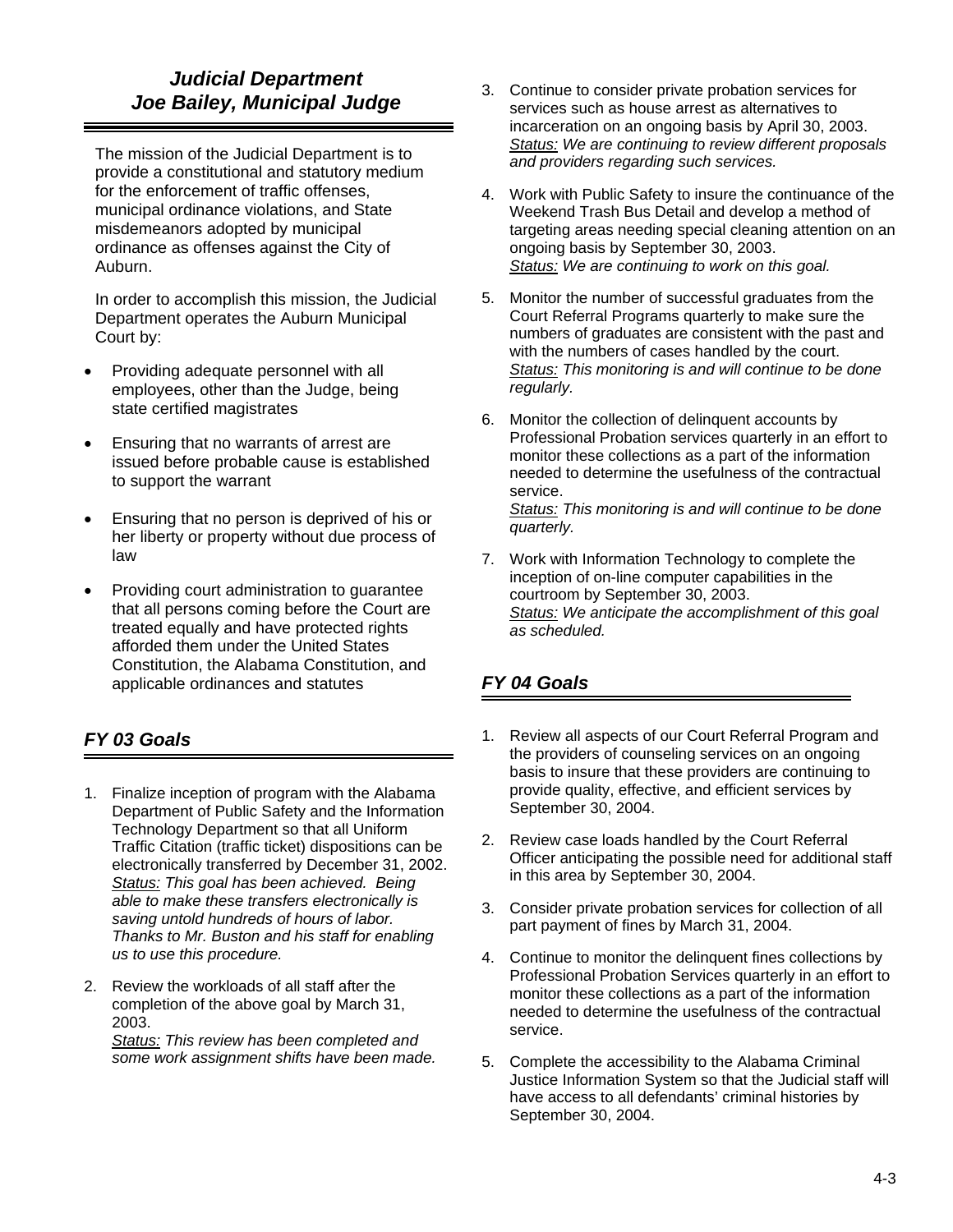## *Judicial Department*
## *Joe Bailey, Municipal Judge*

The mission of the Judicial Department is to provide a constitutional and statutory medium for the enforcement of traffic offenses, municipal ordinance violations, and State misdemeanors adopted by municipal ordinance as offenses against the City of Auburn.

In order to accomplish this mission, the Judicial Department operates the Auburn Municipal Court by:

- Providing adequate personnel with all employees, other than the Judge, being state certified magistrates
- Ensuring that no warrants of arrest are issued before probable cause is established to support the warrant
- Ensuring that no person is deprived of his or her liberty or property without due process of law
- Providing court administration to guarantee that all persons coming before the Court are treated equally and have protected rights afforded them under the United States Constitution, the Alabama Constitution, and applicable ordinances and statutes

## *FY 03 Goals*

1. Finalize inception of program with the Alabama Department of Public Safety and the Information Technology Department so that all Uniform Traffic Citation (traffic ticket) dispositions can be electronically transferred by December 31, 2002.
   *Status: This goal has been achieved. Being able to make these transfers electronically is saving untold hundreds of hours of labor. Thanks to Mr. Buston and his staff for enabling us to use this procedure.*
2. Review the workloads of all staff after the completion of the above goal by March 31, 2003.
   *Status: This review has been completed and some work assignment shifts have been made.*
3. Continue to consider private probation services for services such as house arrest as alternatives to incarceration on an ongoing basis by April 30, 2003.
   *Status: We are continuing to review different proposals and providers regarding such services.*
4. Work with Public Safety to insure the continuance of the Weekend Trash Bus Detail and develop a method of targeting areas needing special cleaning attention on an ongoing basis by September 30, 2003.
   *Status: We are continuing to work on this goal.*
5. Monitor the number of successful graduates from the Court Referral Programs quarterly to make sure the numbers of graduates are consistent with the past and with the numbers of cases handled by the court.
   *Status: This monitoring is and will continue to be done regularly.*
6. Monitor the collection of delinquent accounts by Professional Probation services quarterly in an effort to monitor these collections as a part of the information needed to determine the usefulness of the contractual service.
   *Status: This monitoring is and will continue to be done quarterly.*
7. Work with Information Technology to complete the inception of on-line computer capabilities in the courtroom by September 30, 2003.
   *Status: We anticipate the accomplishment of this goal as scheduled.*

## *FY 04 Goals*

1. Review all aspects of our Court Referral Program and the providers of counseling services on an ongoing basis to insure that these providers are continuing to provide quality, effective, and efficient services by September 30, 2004.
2. Review case loads handled by the Court Referral Officer anticipating the possible need for additional staff in this area by September 30, 2004.
3. Consider private probation services for collection of all part payment of fines by March 31, 2004.
4. Continue to monitor the delinquent fines collections by Professional Probation Services quarterly in an effort to monitor these collections as a part of the information needed to determine the usefulness of the contractual service.
5. Complete the accessibility to the Alabama Criminal Justice Information System so that the Judicial staff will have access to all defendants' criminal histories by September 30, 2004.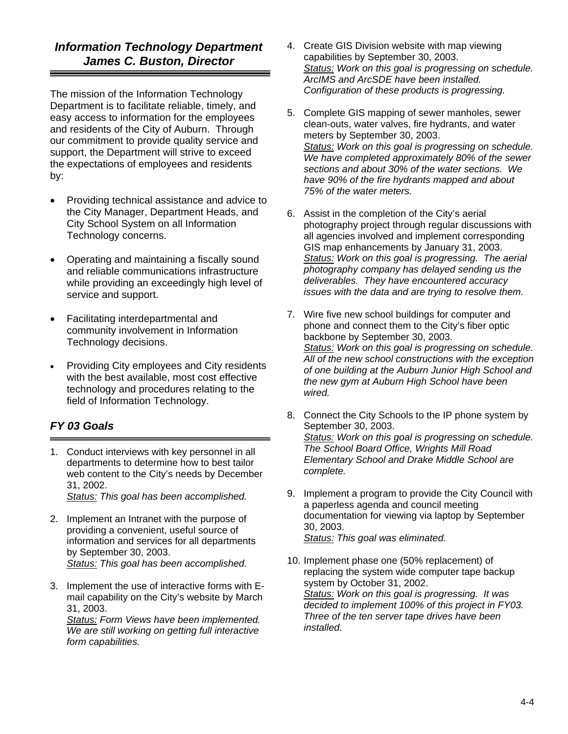## *Information Technology Department*
## *James C. Buston, Director*

The mission of the Information Technology Department is to facilitate reliable, timely, and easy access to information for the employees and residents of the City of Auburn. Through our commitment to provide quality service and support, the Department will strive to exceed the expectations of employees and residents by:

- Providing technical assistance and advice to the City Manager, Department Heads, and City School System on all Information Technology concerns.
- Operating and maintaining a fiscally sound and reliable communications infrastructure while providing an exceedingly high level of service and support.
- Facilitating interdepartmental and community involvement in Information Technology decisions.
- Providing City employees and City residents with the best available, most cost effective technology and procedures relating to the field of Information Technology.

## *FY 03 Goals*

1. Conduct interviews with key personnel in all departments to determine how to best tailor web content to the City's needs by December 31, 2002.
   *Status: This goal has been accomplished.*

2. Implement an Intranet with the purpose of providing a convenient, useful source of information and services for all departments by September 30, 2003.
   *Status: This goal has been accomplished.*

3. Implement the use of interactive forms with E-mail capability on the City's website by March 31, 2003.
   *Status: Form Views have been implemented. We are still working on getting full interactive form capabilities.*

4. Create GIS Division website with map viewing capabilities by September 30, 2003.
   *Status: Work on this goal is progressing on schedule. ArcIMS and ArcSDE have been installed. Configuration of these products is progressing.*

5. Complete GIS mapping of sewer manholes, sewer clean-outs, water valves, fire hydrants, and water meters by September 30, 2003.
   *Status: Work on this goal is progressing on schedule. We have completed approximately 80% of the sewer sections and about 30% of the water sections. We have 90% of the fire hydrants mapped and about 75% of the water meters.*

6. Assist in the completion of the City's aerial photography project through regular discussions with all agencies involved and implement corresponding GIS map enhancements by January 31, 2003.
   *Status: Work on this goal is progressing. The aerial photography company has delayed sending us the deliverables. They have encountered accuracy issues with the data and are trying to resolve them.*

7. Wire five new school buildings for computer and phone and connect them to the City's fiber optic backbone by September 30, 2003.
   *Status: Work on this goal is progressing on schedule. All of the new school constructions with the exception of one building at the Auburn Junior High School and the new gym at Auburn High School have been wired.*

8. Connect the City Schools to the IP phone system by September 30, 2003.
   *Status: Work on this goal is progressing on schedule. The School Board Office, Wrights Mill Road Elementary School and Drake Middle School are complete.*

9. Implement a program to provide the City Council with a paperless agenda and council meeting documentation for viewing via laptop by September 30, 2003.
   *Status: This goal was eliminated.*

10. Implement phase one (50% replacement) of replacing the system wide computer tape backup system by October 31, 2002.
    *Status: Work on this goal is progressing. It was decided to implement 100% of this project in FY03. Three of the ten server tape drives have been installed.*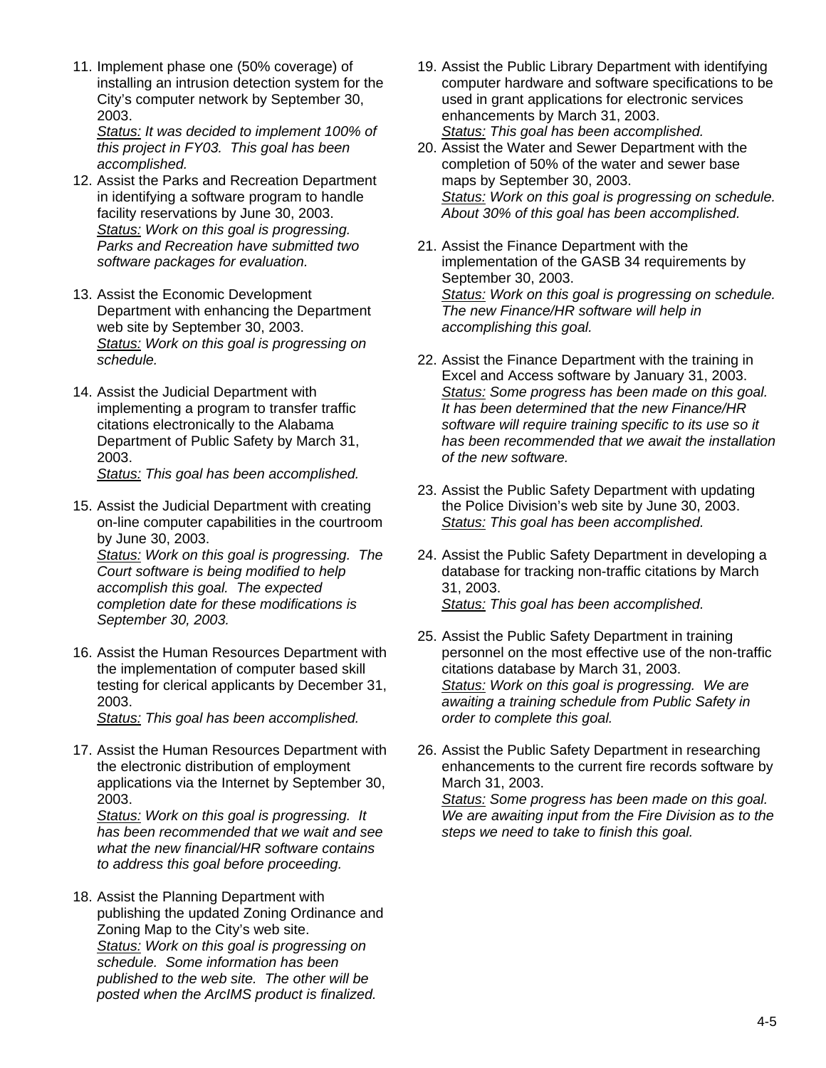11. Implement phase one (50% coverage) of installing an intrusion detection system for the City's computer network by September 30, 2003.
    <u>Status:</u> *It was decided to implement 100% of this project in FY03. This goal has been accomplished.*
12. Assist the Parks and Recreation Department in identifying a software program to handle facility reservations by June 30, 2003.
    <u>Status:</u> *Work on this goal is progressing. Parks and Recreation have submitted two software packages for evaluation.*
13. Assist the Economic Development Department with enhancing the Department web site by September 30, 2003.
    <u>Status:</u> *Work on this goal is progressing on schedule.*
14. Assist the Judicial Department with implementing a program to transfer traffic citations electronically to the Alabama Department of Public Safety by March 31, 2003.
    <u>Status:</u> *This goal has been accomplished.*
15. Assist the Judicial Department with creating on-line computer capabilities in the courtroom by June 30, 2003.
    <u>Status:</u> *Work on this goal is progressing. The Court software is being modified to help accomplish this goal. The expected completion date for these modifications is September 30, 2003.*
16. Assist the Human Resources Department with the implementation of computer based skill testing for clerical applicants by December 31, 2003.
    <u>Status:</u> *This goal has been accomplished.*
17. Assist the Human Resources Department with the electronic distribution of employment applications via the Internet by September 30, 2003.
    <u>Status:</u> *Work on this goal is progressing. It has been recommended that we wait and see what the new financial/HR software contains to address this goal before proceeding.*
18. Assist the Planning Department with publishing the updated Zoning Ordinance and Zoning Map to the City's web site.
    <u>Status:</u> *Work on this goal is progressing on schedule. Some information has been published to the web site. The other will be posted when the ArcIMS product is finalized.*
19. Assist the Public Library Department with identifying computer hardware and software specifications to be used in grant applications for electronic services enhancements by March 31, 2003.
    <u>Status:</u> *This goal has been accomplished.*
20. Assist the Water and Sewer Department with the completion of 50% of the water and sewer base maps by September 30, 2003.
    <u>Status:</u> *Work on this goal is progressing on schedule. About 30% of this goal has been accomplished.*
21. Assist the Finance Department with the implementation of the GASB 34 requirements by September 30, 2003.
    <u>Status:</u> *Work on this goal is progressing on schedule. The new Finance/HR software will help in accomplishing this goal.*
22. Assist the Finance Department with the training in Excel and Access software by January 31, 2003.
    <u>Status:</u> *Some progress has been made on this goal. It has been determined that the new Finance/HR software will require training specific to its use so it has been recommended that we await the installation of the new software.*
23. Assist the Public Safety Department with updating the Police Division's web site by June 30, 2003.
    <u>Status:</u> *This goal has been accomplished.*
24. Assist the Public Safety Department in developing a database for tracking non-traffic citations by March 31, 2003.
    <u>Status:</u> *This goal has been accomplished.*
25. Assist the Public Safety Department in training personnel on the most effective use of the non-traffic citations database by March 31, 2003.
    <u>Status:</u> *Work on this goal is progressing. We are awaiting a training schedule from Public Safety in order to complete this goal.*
26. Assist the Public Safety Department in researching enhancements to the current fire records software by March 31, 2003.
    <u>Status:</u> *Some progress has been made on this goal. We are awaiting input from the Fire Division as to the steps we need to take to finish this goal.*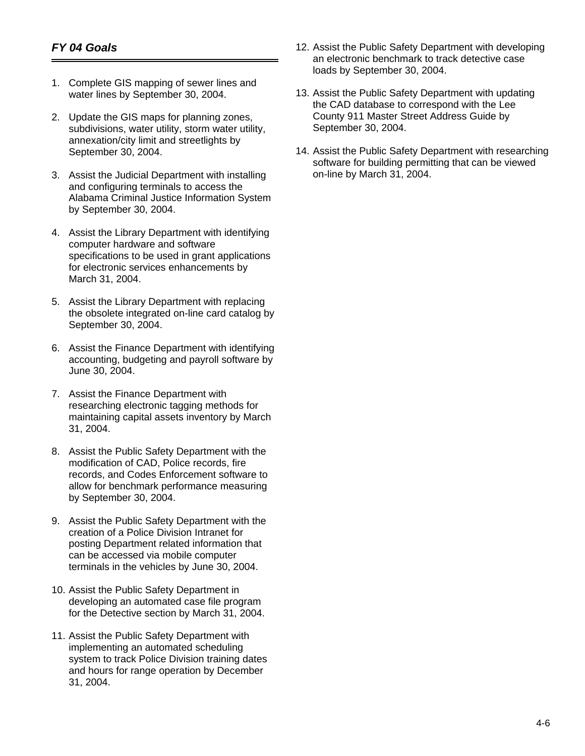### *FY 04 Goals*

1. Complete GIS mapping of sewer lines and water lines by September 30, 2004.

2. Update the GIS maps for planning zones, subdivisions, water utility, storm water utility, annexation/city limit and streetlights by September 30, 2004.

3. Assist the Judicial Department with installing and configuring terminals to access the Alabama Criminal Justice Information System by September 30, 2004.

4. Assist the Library Department with identifying computer hardware and software specifications to be used in grant applications for electronic services enhancements by March 31, 2004.

5. Assist the Library Department with replacing the obsolete integrated on-line card catalog by September 30, 2004.

6. Assist the Finance Department with identifying accounting, budgeting and payroll software by June 30, 2004.

7. Assist the Finance Department with researching electronic tagging methods for maintaining capital assets inventory by March 31, 2004.

8. Assist the Public Safety Department with the modification of CAD, Police records, fire records, and Codes Enforcement software to allow for benchmark performance measuring by September 30, 2004.

9. Assist the Public Safety Department with the creation of a Police Division Intranet for posting Department related information that can be accessed via mobile computer terminals in the vehicles by June 30, 2004.

10. Assist the Public Safety Department in developing an automated case file program for the Detective section by March 31, 2004.

11. Assist the Public Safety Department with implementing an automated scheduling system to track Police Division training dates and hours for range operation by December 31, 2004.

12. Assist the Public Safety Department with developing an electronic benchmark to track detective case loads by September 30, 2004.

13. Assist the Public Safety Department with updating the CAD database to correspond with the Lee County 911 Master Street Address Guide by September 30, 2004.

14. Assist the Public Safety Department with researching software for building permitting that can be viewed on-line by March 31, 2004.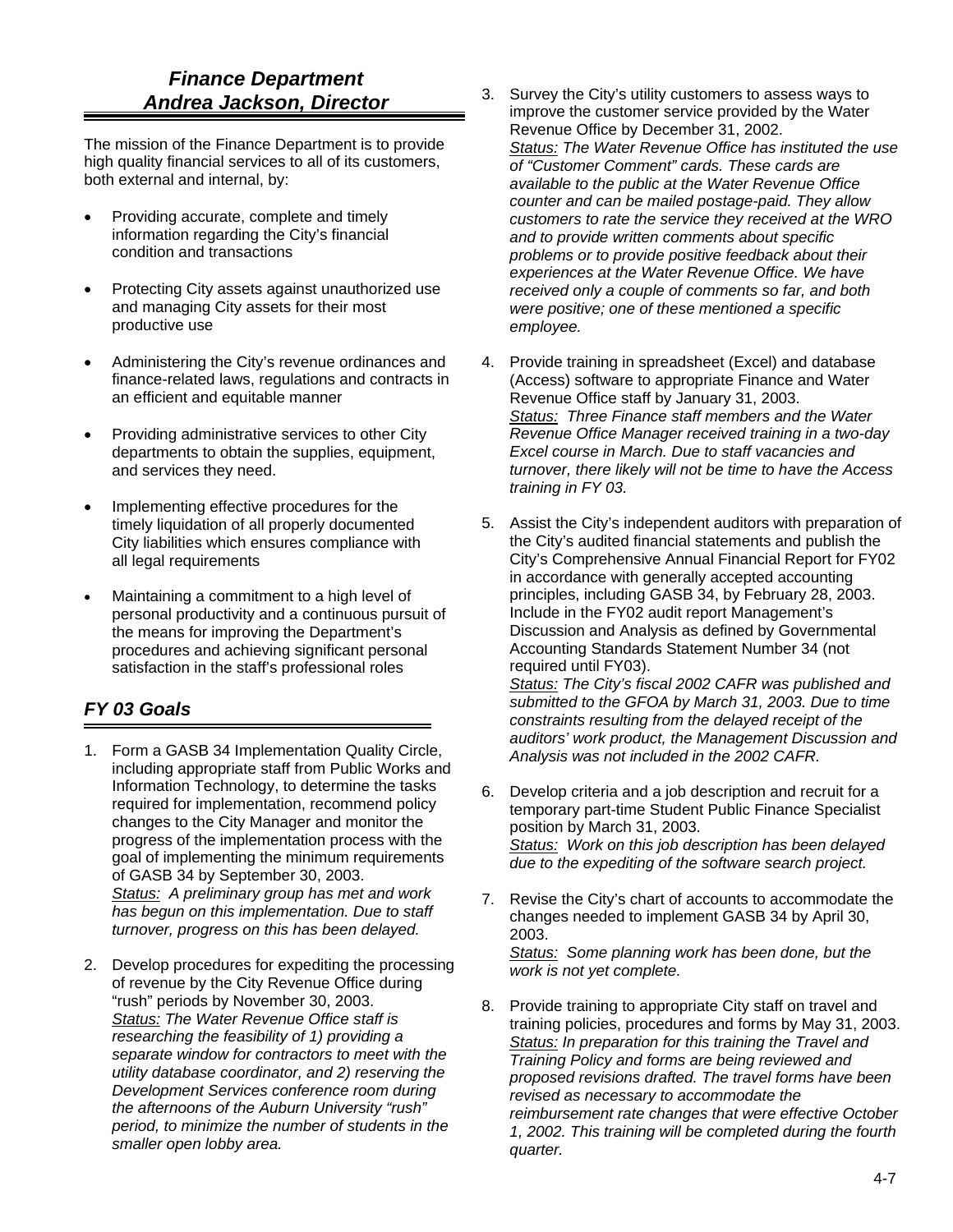## *Finance Department*
## *Andrea Jackson, Director*

The mission of the Finance Department is to provide high quality financial services to all of its customers, both external and internal, by:

- Providing accurate, complete and timely information regarding the City's financial condition and transactions
- Protecting City assets against unauthorized use and managing City assets for their most productive use
- Administering the City's revenue ordinances and finance-related laws, regulations and contracts in an efficient and equitable manner
- Providing administrative services to other City departments to obtain the supplies, equipment, and services they need.
- Implementing effective procedures for the timely liquidation of all properly documented City liabilities which ensures compliance with all legal requirements
- Maintaining a commitment to a high level of personal productivity and a continuous pursuit of the means for improving the Department's procedures and achieving significant personal satisfaction in the staff's professional roles

## *FY 03 Goals*

1. Form a GASB 34 Implementation Quality Circle, including appropriate staff from Public Works and Information Technology, to determine the tasks required for implementation, recommend policy changes to the City Manager and monitor the progress of the implementation process with the goal of implementing the minimum requirements of GASB 34 by September 30, 2003.
   *Status:* *A preliminary group has met and work has begun on this implementation. Due to staff turnover, progress on this has been delayed.*

2. Develop procedures for expediting the processing of revenue by the City Revenue Office during "rush" periods by November 30, 2003.
   *Status:* *The Water Revenue Office staff is researching the feasibility of 1) providing a separate window for contractors to meet with the utility database coordinator, and 2) reserving the Development Services conference room during the afternoons of the Auburn University "rush" period, to minimize the number of students in the smaller open lobby area.*

3. Survey the City's utility customers to assess ways to improve the customer service provided by the Water Revenue Office by December 31, 2002.
   *Status:* *The Water Revenue Office has instituted the use of "Customer Comment" cards. These cards are available to the public at the Water Revenue Office counter and can be mailed postage-paid. They allow customers to rate the service they received at the WRO and to provide written comments about specific problems or to provide positive feedback about their experiences at the Water Revenue Office. We have received only a couple of comments so far, and both were positive; one of these mentioned a specific employee.*

4. Provide training in spreadsheet (Excel) and database (Access) software to appropriate Finance and Water Revenue Office staff by January 31, 2003.
   *Status:* *Three Finance staff members and the Water Revenue Office Manager received training in a two-day Excel course in March. Due to staff vacancies and turnover, there likely will not be time to have the Access training in FY 03.*

5. Assist the City's independent auditors with preparation of the City's audited financial statements and publish the City's Comprehensive Annual Financial Report for FY02 in accordance with generally accepted accounting principles, including GASB 34, by February 28, 2003. Include in the FY02 audit report Management's Discussion and Analysis as defined by Governmental Accounting Standards Statement Number 34 (not required until FY03).
   *Status:* *The City's fiscal 2002 CAFR was published and submitted to the GFOA by March 31, 2003. Due to time constraints resulting from the delayed receipt of the auditors' work product, the Management Discussion and Analysis was not included in the 2002 CAFR.*

6. Develop criteria and a job description and recruit for a temporary part-time Student Public Finance Specialist position by March 31, 2003.
   *Status:* *Work on this job description has been delayed due to the expediting of the software search project.*

7. Revise the City's chart of accounts to accommodate the changes needed to implement GASB 34 by April 30, 2003.
   *Status:* *Some planning work has been done, but the work is not yet complete.*

8. Provide training to appropriate City staff on travel and training policies, procedures and forms by May 31, 2003.
   *Status:* *In preparation for this training the Travel and Training Policy and forms are being reviewed and proposed revisions drafted. The travel forms have been revised as necessary to accommodate the reimbursement rate changes that were effective October 1, 2002. This training will be completed during the fourth quarter.*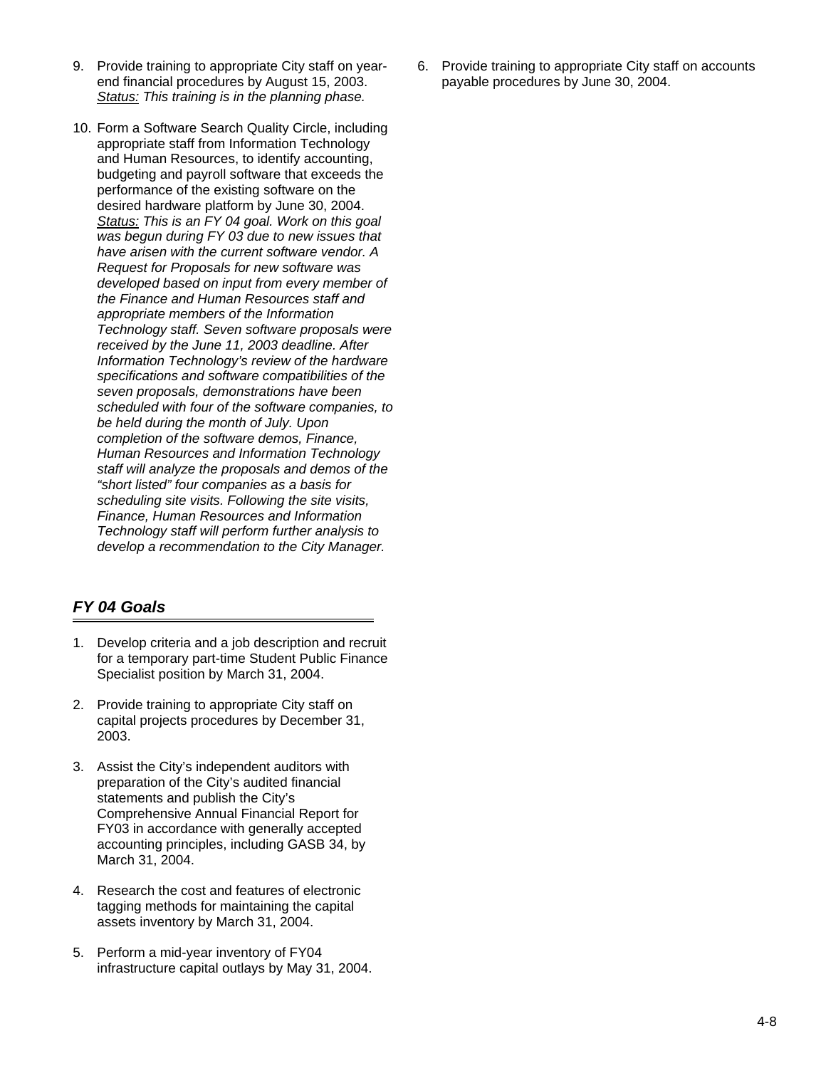9. Provide training to appropriate City staff on year-end financial procedures by August 15, 2003.
   _Status:_ *This training is in the planning phase.*

10. Form a Software Search Quality Circle, including appropriate staff from Information Technology and Human Resources, to identify accounting, budgeting and payroll software that exceeds the performance of the existing software on the desired hardware platform by June 30, 2004.
    _Status:_ *This is an FY 04 goal. Work on this goal was begun during FY 03 due to new issues that have arisen with the current software vendor. A Request for Proposals for new software was developed based on input from every member of the Finance and Human Resources staff and appropriate members of the Information Technology staff. Seven software proposals were received by the June 11, 2003 deadline. After Information Technology's review of the hardware specifications and software compatibilities of the seven proposals, demonstrations have been scheduled with four of the software companies, to be held during the month of July. Upon completion of the software demos, Finance, Human Resources and Information Technology staff will analyze the proposals and demos of the "short listed" four companies as a basis for scheduling site visits. Following the site visits, Finance, Human Resources and Information Technology staff will perform further analysis to develop a recommendation to the City Manager.*

## *FY 04 Goals*

1. Develop criteria and a job description and recruit for a temporary part-time Student Public Finance Specialist position by March 31, 2004.

2. Provide training to appropriate City staff on capital projects procedures by December 31, 2003.

3. Assist the City's independent auditors with preparation of the City's audited financial statements and publish the City's Comprehensive Annual Financial Report for FY03 in accordance with generally accepted accounting principles, including GASB 34, by March 31, 2004.

4. Research the cost and features of electronic tagging methods for maintaining the capital assets inventory by March 31, 2004.

5. Perform a mid-year inventory of FY04 infrastructure capital outlays by May 31, 2004.

6. Provide training to appropriate City staff on accounts payable procedures by June 30, 2004.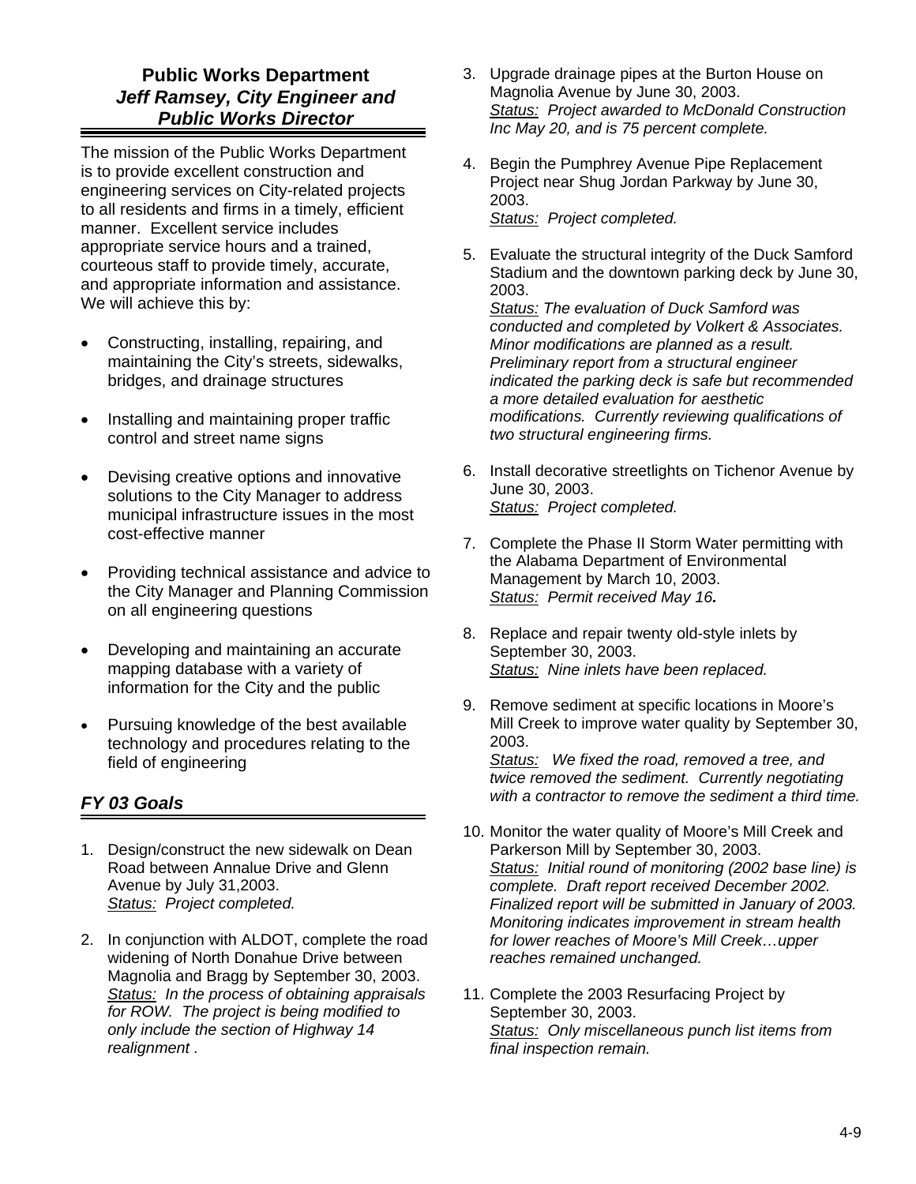## Public Works Department
### *Jeff Ramsey, City Engineer and Public Works Director*

The mission of the Public Works Department is to provide excellent construction and engineering services on City-related projects to all residents and firms in a timely, efficient manner. Excellent service includes appropriate service hours and a trained, courteous staff to provide timely, accurate, and appropriate information and assistance. We will achieve this by:

- Constructing, installing, repairing, and maintaining the City's streets, sidewalks, bridges, and drainage structures
- Installing and maintaining proper traffic control and street name signs
- Devising creative options and innovative solutions to the City Manager to address municipal infrastructure issues in the most cost-effective manner
- Providing technical assistance and advice to the City Manager and Planning Commission on all engineering questions
- Developing and maintaining an accurate mapping database with a variety of information for the City and the public
- Pursuing knowledge of the best available technology and procedures relating to the field of engineering

### *FY 03 Goals*

1. Design/construct the new sidewalk on Dean Road between Annalue Drive and Glenn Avenue by July 31,2003.
   *Status: Project completed.*

2. In conjunction with ALDOT, complete the road widening of North Donahue Drive between Magnolia and Bragg by September 30, 2003.
   *Status: In the process of obtaining appraisals for ROW. The project is being modified to only include the section of Highway 14 realignment .*

3. Upgrade drainage pipes at the Burton House on Magnolia Avenue by June 30, 2003.
   *Status: Project awarded to McDonald Construction Inc May 20, and is 75 percent complete.*

4. Begin the Pumphrey Avenue Pipe Replacement Project near Shug Jordan Parkway by June 30, 2003.
   *Status: Project completed.*

5. Evaluate the structural integrity of the Duck Samford Stadium and the downtown parking deck by June 30, 2003.
   *Status: The evaluation of Duck Samford was conducted and completed by Volkert & Associates. Minor modifications are planned as a result. Preliminary report from a structural engineer indicated the parking deck is safe but recommended a more detailed evaluation for aesthetic modifications. Currently reviewing qualifications of two structural engineering firms.*

6. Install decorative streetlights on Tichenor Avenue by June 30, 2003.
   *Status: Project completed.*

7. Complete the Phase II Storm Water permitting with the Alabama Department of Environmental Management by March 10, 2003.
   *Status: Permit received May 16.*

8. Replace and repair twenty old-style inlets by September 30, 2003.
   *Status: Nine inlets have been replaced.*

9. Remove sediment at specific locations in Moore's Mill Creek to improve water quality by September 30, 2003.
   *Status: We fixed the road, removed a tree, and twice removed the sediment. Currently negotiating with a contractor to remove the sediment a third time.*

10. Monitor the water quality of Moore's Mill Creek and Parkerson Mill by September 30, 2003.
    *Status: Initial round of monitoring (2002 base line) is complete. Draft report received December 2002. Finalized report will be submitted in January of 2003. Monitoring indicates improvement in stream health for lower reaches of Moore's Mill Creek…upper reaches remained unchanged.*

11. Complete the 2003 Resurfacing Project by September 30, 2003.
    *Status: Only miscellaneous punch list items from final inspection remain.*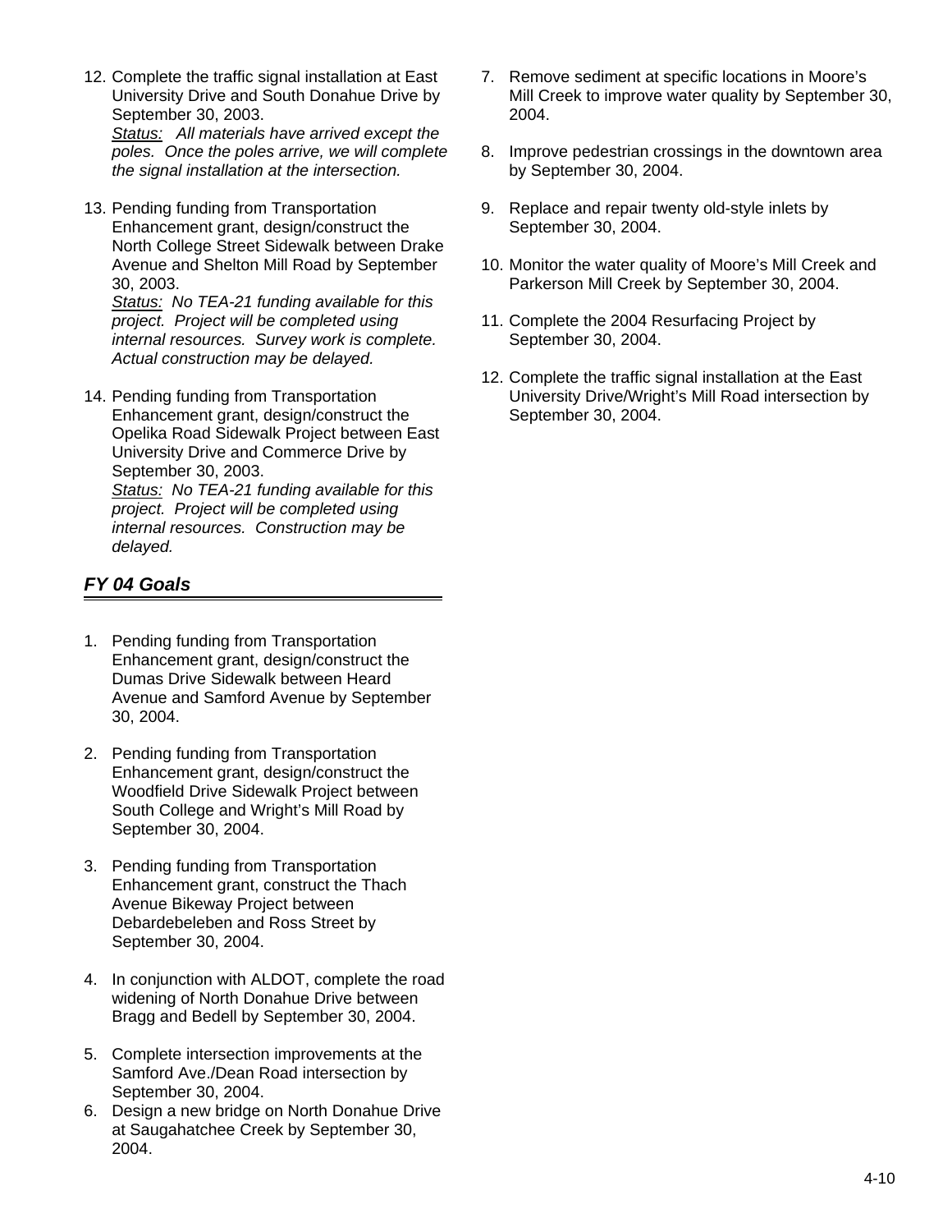12. Complete the traffic signal installation at East University Drive and South Donahue Drive by September 30, 2003.
    *<u>Status:</u> All materials have arrived except the poles. Once the poles arrive, we will complete the signal installation at the intersection.*

13. Pending funding from Transportation Enhancement grant, design/construct the North College Street Sidewalk between Drake Avenue and Shelton Mill Road by September 30, 2003.
    *<u>Status:</u> No TEA-21 funding available for this project. Project will be completed using internal resources. Survey work is complete. Actual construction may be delayed.*

14. Pending funding from Transportation Enhancement grant, design/construct the Opelika Road Sidewalk Project between East University Drive and Commerce Drive by September 30, 2003.
    *<u>Status:</u> No TEA-21 funding available for this project. Project will be completed using internal resources. Construction may be delayed.*

## *FY 04 Goals*

1. Pending funding from Transportation Enhancement grant, design/construct the Dumas Drive Sidewalk between Heard Avenue and Samford Avenue by September 30, 2004.

2. Pending funding from Transportation Enhancement grant, design/construct the Woodfield Drive Sidewalk Project between South College and Wright's Mill Road by September 30, 2004.

3. Pending funding from Transportation Enhancement grant, construct the Thach Avenue Bikeway Project between Debardebeleben and Ross Street by September 30, 2004.

4. In conjunction with ALDOT, complete the road widening of North Donahue Drive between Bragg and Bedell by September 30, 2004.

5. Complete intersection improvements at the Samford Ave./Dean Road intersection by September 30, 2004.

6. Design a new bridge on North Donahue Drive at Saugahatchee Creek by September 30, 2004.

7. Remove sediment at specific locations in Moore's Mill Creek to improve water quality by September 30, 2004.

8. Improve pedestrian crossings in the downtown area by September 30, 2004.

9. Replace and repair twenty old-style inlets by September 30, 2004.

10. Monitor the water quality of Moore's Mill Creek and Parkerson Mill Creek by September 30, 2004.

11. Complete the 2004 Resurfacing Project by September 30, 2004.

12. Complete the traffic signal installation at the East University Drive/Wright's Mill Road intersection by September 30, 2004.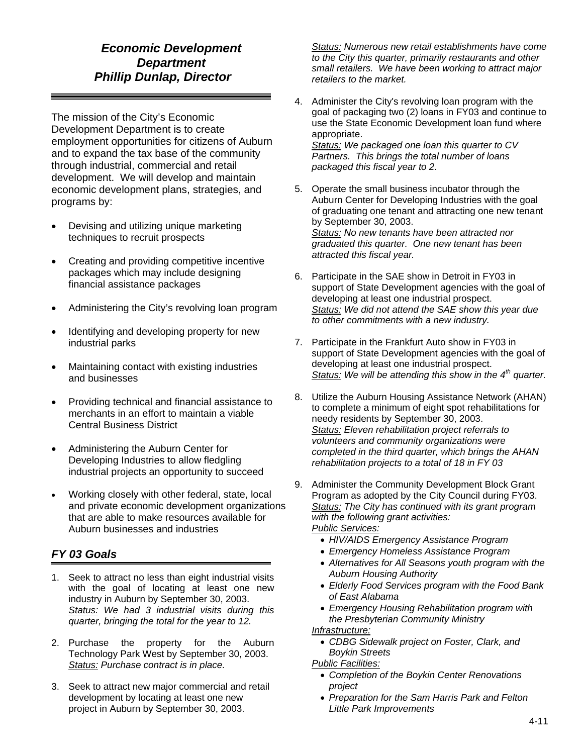# *Economic Development Department*
# *Phillip Dunlap, Director*

The mission of the City's Economic Development Department is to create employment opportunities for citizens of Auburn and to expand the tax base of the community through industrial, commercial and retail development. We will develop and maintain economic development plans, strategies, and programs by:

- Devising and utilizing unique marketing techniques to recruit prospects
- Creating and providing competitive incentive packages which may include designing financial assistance packages
- Administering the City's revolving loan program
- Identifying and developing property for new industrial parks
- Maintaining contact with existing industries and businesses
- Providing technical and financial assistance to merchants in an effort to maintain a viable Central Business District
- Administering the Auburn Center for Developing Industries to allow fledgling industrial projects an opportunity to succeed
- Working closely with other federal, state, local and private economic development organizations that are able to make resources available for Auburn businesses and industries

## *FY 03 Goals*

1. Seek to attract no less than eight industrial visits with the goal of locating at least one new industry in Auburn by September 30, 2003.
   *<u>Status:</u> We had 3 industrial visits during this quarter, bringing the total for the year to 12.*

2. Purchase the property for the Auburn Technology Park West by September 30, 2003.
   *<u>Status:</u> Purchase contract is in place.*

3. Seek to attract new major commercial and retail development by locating at least one new project in Auburn by September 30, 2003.
   *<u>Status:</u> Numerous new retail establishments have come to the City this quarter, primarily restaurants and other small retailers. We have been working to attract major retailers to the market.*

4. Administer the City's revolving loan program with the goal of packaging two (2) loans in FY03 and continue to use the State Economic Development loan fund where appropriate.
   *<u>Status:</u> We packaged one loan this quarter to CV Partners. This brings the total number of loans packaged this fiscal year to 2.*

5. Operate the small business incubator through the Auburn Center for Developing Industries with the goal of graduating one tenant and attracting one new tenant by September 30, 2003.
   *<u>Status:</u> No new tenants have been attracted nor graduated this quarter. One new tenant has been attracted this fiscal year.*

6. Participate in the SAE show in Detroit in FY03 in support of State Development agencies with the goal of developing at least one industrial prospect.
   *<u>Status:</u> We did not attend the SAE show this year due to other commitments with a new industry.*

7. Participate in the Frankfurt Auto show in FY03 in support of State Development agencies with the goal of developing at least one industrial prospect.
   *<u>Status:</u> We will be attending this show in the 4th quarter.*

8. Utilize the Auburn Housing Assistance Network (AHAN) to complete a minimum of eight spot rehabilitations for needy residents by September 30, 2003.
   *<u>Status:</u> Eleven rehabilitation project referrals to volunteers and community organizations were completed in the third quarter, which brings the AHAN rehabilitation projects to a total of 18 in FY 03*

9. Administer the Community Development Block Grant Program as adopted by the City Council during FY03.
   *<u>Status:</u> The City has continued with its grant program with the following grant activities:*
   *<u>Public Services:</u>*
   - *HIV/AIDS Emergency Assistance Program*
   - *Emergency Homeless Assistance Program*
   - *Alternatives for All Seasons youth program with the Auburn Housing Authority*
   - *Elderly Food Services program with the Food Bank of East Alabama*
   - *Emergency Housing Rehabilitation program with the Presbyterian Community Ministry*

   *<u>Infrastructure:</u>*
   - *CDBG Sidewalk project on Foster, Clark, and Boykin Streets*

   *<u>Public Facilities:</u>*
   - *Completion of the Boykin Center Renovations project*
   - *Preparation for the Sam Harris Park and Felton Little Park Improvements*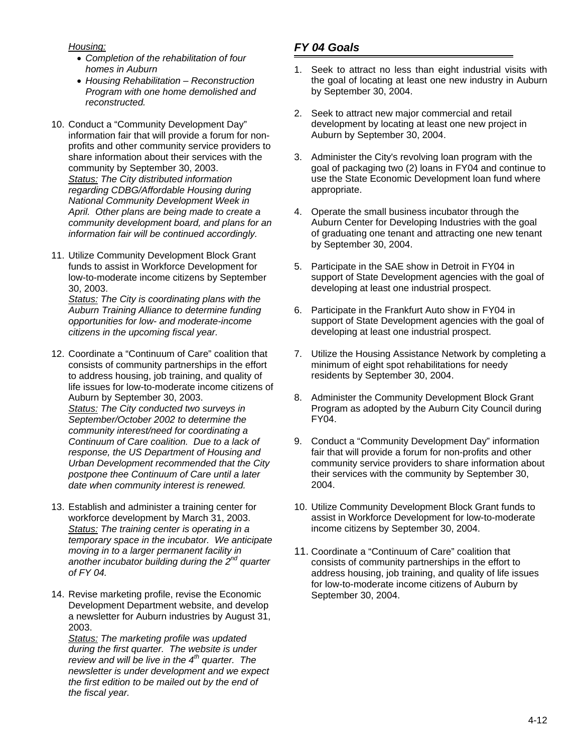*Housing:*

- *Completion of the rehabilitation of four homes in Auburn*
- *Housing Rehabilitation – Reconstruction Program with one home demolished and reconstructed.*

10. Conduct a "Community Development Day" information fair that will provide a forum for non-profits and other community service providers to share information about their services with the community by September 30, 2003.
    *Status: The City distributed information regarding CDBG/Affordable Housing during National Community Development Week in April. Other plans are being made to create a community development board, and plans for an information fair will be continued accordingly.*

11. Utilize Community Development Block Grant funds to assist in Workforce Development for low-to-moderate income citizens by September 30, 2003.
    *Status: The City is coordinating plans with the Auburn Training Alliance to determine funding opportunities for low- and moderate-income citizens in the upcoming fiscal year.*

12. Coordinate a "Continuum of Care" coalition that consists of community partnerships in the effort to address housing, job training, and quality of life issues for low-to-moderate income citizens of Auburn by September 30, 2003.
    *Status: The City conducted two surveys in September/October 2002 to determine the community interest/need for coordinating a Continuum of Care coalition. Due to a lack of response, the US Department of Housing and Urban Development recommended that the City postpone thee Continuum of Care until a later date when community interest is renewed.*

13. Establish and administer a training center for workforce development by March 31, 2003.
    *Status: The training center is operating in a temporary space in the incubator. We anticipate moving in to a larger permanent facility in another incubator building during the 2nd quarter of FY 04.*

14. Revise marketing profile, revise the Economic Development Department website, and develop a newsletter for Auburn industries by August 31, 2003.
    *Status: The marketing profile was updated during the first quarter. The website is under review and will be live in the 4th quarter. The newsletter is under development and we expect the first edition to be mailed out by the end of the fiscal year.*

## *FY 04 Goals*

1. Seek to attract no less than eight industrial visits with the goal of locating at least one new industry in Auburn by September 30, 2004.

2. Seek to attract new major commercial and retail development by locating at least one new project in Auburn by September 30, 2004.

3. Administer the City's revolving loan program with the goal of packaging two (2) loans in FY04 and continue to use the State Economic Development loan fund where appropriate.

4. Operate the small business incubator through the Auburn Center for Developing Industries with the goal of graduating one tenant and attracting one new tenant by September 30, 2004.

5. Participate in the SAE show in Detroit in FY04 in support of State Development agencies with the goal of developing at least one industrial prospect.

6. Participate in the Frankfurt Auto show in FY04 in support of State Development agencies with the goal of developing at least one industrial prospect.

7. Utilize the Housing Assistance Network by completing a minimum of eight spot rehabilitations for needy residents by September 30, 2004.

8. Administer the Community Development Block Grant Program as adopted by the Auburn City Council during FY04.

9. Conduct a "Community Development Day" information fair that will provide a forum for non-profits and other community service providers to share information about their services with the community by September 30, 2004.

10. Utilize Community Development Block Grant funds to assist in Workforce Development for low-to-moderate income citizens by September 30, 2004.

11. Coordinate a "Continuum of Care" coalition that consists of community partnerships in the effort to address housing, job training, and quality of life issues for low-to-moderate income citizens of Auburn by September 30, 2004.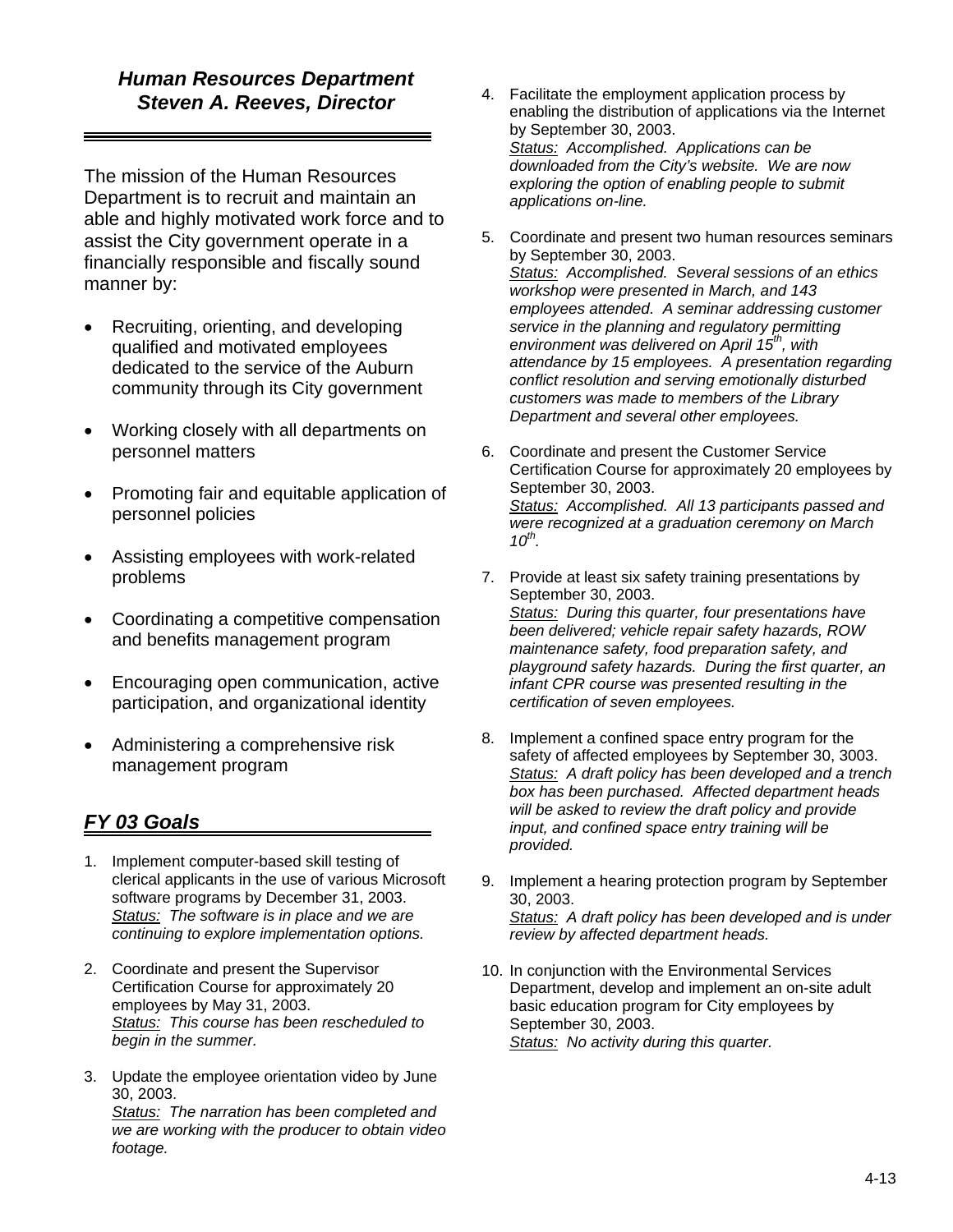## *Human Resources Department*
## *Steven A. Reeves, Director*

The mission of the Human Resources Department is to recruit and maintain an able and highly motivated work force and to assist the City government operate in a financially responsible and fiscally sound manner by:

- Recruiting, orienting, and developing qualified and motivated employees dedicated to the service of the Auburn community through its City government
- Working closely with all departments on personnel matters
- Promoting fair and equitable application of personnel policies
- Assisting employees with work-related problems
- Coordinating a competitive compensation and benefits management program
- Encouraging open communication, active participation, and organizational identity
- Administering a comprehensive risk management program

### *FY 03 Goals*

1. Implement computer-based skill testing of clerical applicants in the use of various Microsoft software programs by December 31, 2003.
   *Status: The software is in place and we are continuing to explore implementation options.*

2. Coordinate and present the Supervisor Certification Course for approximately 20 employees by May 31, 2003.
   *Status: This course has been rescheduled to begin in the summer.*

3. Update the employee orientation video by June 30, 2003.
   *Status: The narration has been completed and we are working with the producer to obtain video footage.*

4. Facilitate the employment application process by enabling the distribution of applications via the Internet by September 30, 2003.
   *Status: Accomplished. Applications can be downloaded from the City's website. We are now exploring the option of enabling people to submit applications on-line.*

5. Coordinate and present two human resources seminars by September 30, 2003.
   *Status: Accomplished. Several sessions of an ethics workshop were presented in March, and 143 employees attended. A seminar addressing customer service in the planning and regulatory permitting environment was delivered on April 15th, with attendance by 15 employees. A presentation regarding conflict resolution and serving emotionally disturbed customers was made to members of the Library Department and several other employees.*

6. Coordinate and present the Customer Service Certification Course for approximately 20 employees by September 30, 2003.
   *Status: Accomplished. All 13 participants passed and were recognized at a graduation ceremony on March 10th.*

7. Provide at least six safety training presentations by September 30, 2003.
   *Status: During this quarter, four presentations have been delivered; vehicle repair safety hazards, ROW maintenance safety, food preparation safety, and playground safety hazards. During the first quarter, an infant CPR course was presented resulting in the certification of seven employees.*

8. Implement a confined space entry program for the safety of affected employees by September 30, 3003.
   *Status: A draft policy has been developed and a trench box has been purchased. Affected department heads will be asked to review the draft policy and provide input, and confined space entry training will be provided.*

9. Implement a hearing protection program by September 30, 2003.
   *Status: A draft policy has been developed and is under review by affected department heads.*

10. In conjunction with the Environmental Services Department, develop and implement an on-site adult basic education program for City employees by September 30, 2003.
    *Status: No activity during this quarter.*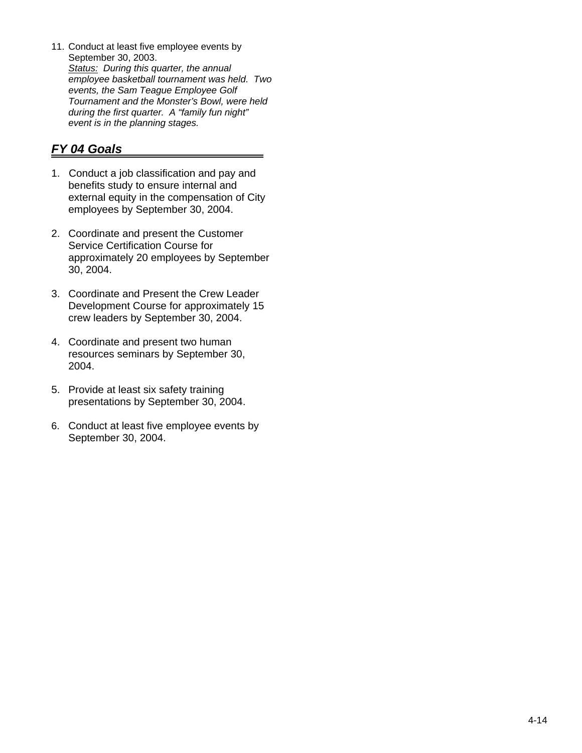11. Conduct at least five employee events by September 30, 2003.
    *Status: During this quarter, the annual employee basketball tournament was held. Two events, the Sam Teague Employee Golf Tournament and the Monster's Bowl, were held during the first quarter. A "family fun night" event is in the planning stages.*

## *FY 04 Goals*

1. Conduct a job classification and pay and benefits study to ensure internal and external equity in the compensation of City employees by September 30, 2004.

2. Coordinate and present the Customer Service Certification Course for approximately 20 employees by September 30, 2004.

3. Coordinate and Present the Crew Leader Development Course for approximately 15 crew leaders by September 30, 2004.

4. Coordinate and present two human resources seminars by September 30, 2004.

5. Provide at least six safety training presentations by September 30, 2004.

6. Conduct at least five employee events by September 30, 2004.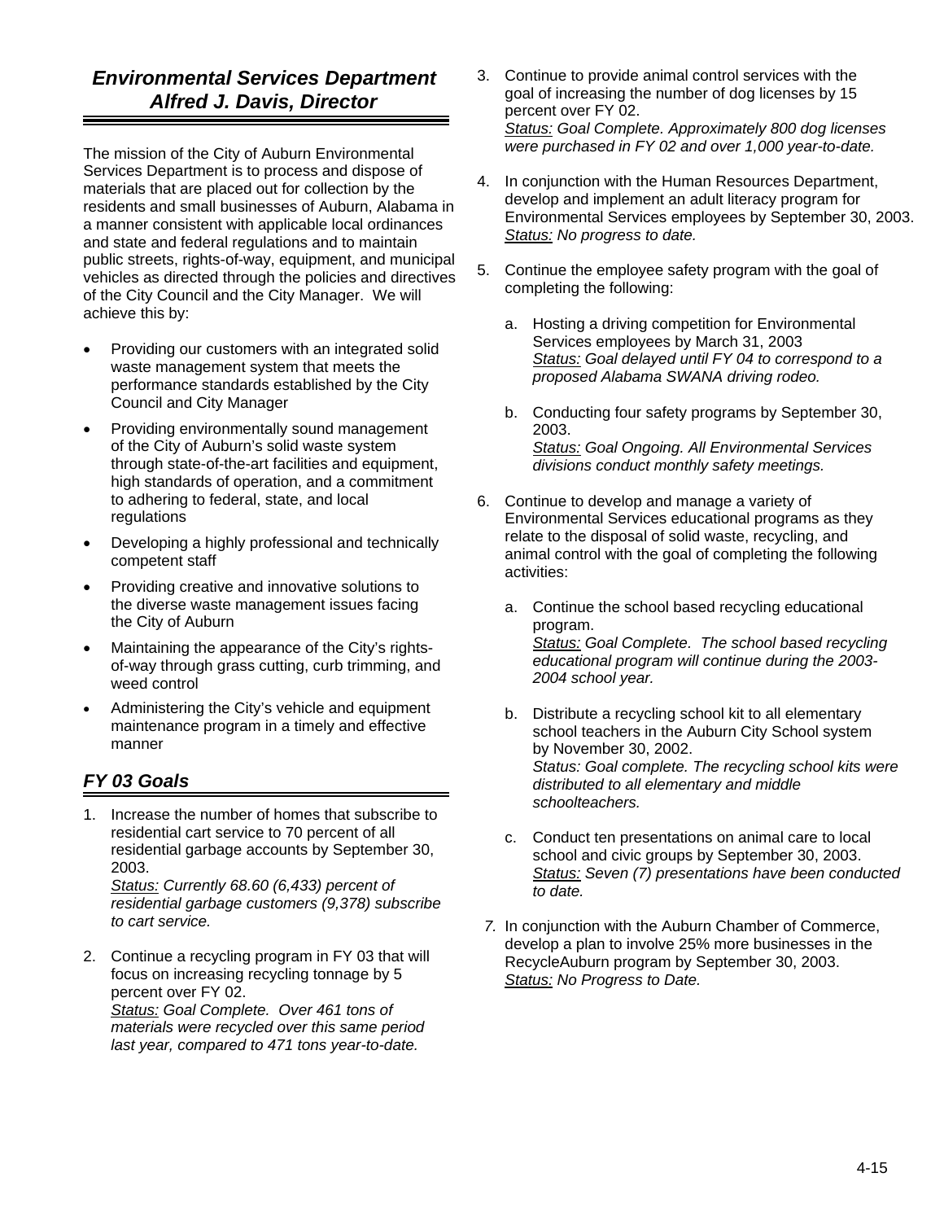## *Environmental Services Department*
## *Alfred J. Davis, Director*

The mission of the City of Auburn Environmental Services Department is to process and dispose of materials that are placed out for collection by the residents and small businesses of Auburn, Alabama in a manner consistent with applicable local ordinances and state and federal regulations and to maintain public streets, rights-of-way, equipment, and municipal vehicles as directed through the policies and directives of the City Council and the City Manager. We will achieve this by:

- Providing our customers with an integrated solid waste management system that meets the performance standards established by the City Council and City Manager
- Providing environmentally sound management of the City of Auburn's solid waste system through state-of-the-art facilities and equipment, high standards of operation, and a commitment to adhering to federal, state, and local regulations
- Developing a highly professional and technically competent staff
- Providing creative and innovative solutions to the diverse waste management issues facing the City of Auburn
- Maintaining the appearance of the City's rights-of-way through grass cutting, curb trimming, and weed control
- Administering the City's vehicle and equipment maintenance program in a timely and effective manner

### *FY 03 Goals*

1. Increase the number of homes that subscribe to residential cart service to 70 percent of all residential garbage accounts by September 30, 2003.
   *Status: Currently 68.60 (6,433) percent of residential garbage customers (9,378) subscribe to cart service.*

2. Continue a recycling program in FY 03 that will focus on increasing recycling tonnage by 5 percent over FY 02.
   *Status: Goal Complete. Over 461 tons of materials were recycled over this same period last year, compared to 471 tons year-to-date.*

3. Continue to provide animal control services with the goal of increasing the number of dog licenses by 15 percent over FY 02.
   *Status: Goal Complete. Approximately 800 dog licenses were purchased in FY 02 and over 1,000 year-to-date.*

4. In conjunction with the Human Resources Department, develop and implement an adult literacy program for Environmental Services employees by September 30, 2003.
   *Status: No progress to date.*

5. Continue the employee safety program with the goal of completing the following:

   a. Hosting a driving competition for Environmental Services employees by March 31, 2003
      *Status: Goal delayed until FY 04 to correspond to a proposed Alabama SWANA driving rodeo.*

   b. Conducting four safety programs by September 30, 2003.
      *Status: Goal Ongoing. All Environmental Services divisions conduct monthly safety meetings.*

6. Continue to develop and manage a variety of Environmental Services educational programs as they relate to the disposal of solid waste, recycling, and animal control with the goal of completing the following activities:

   a. Continue the school based recycling educational program.
      *Status: Goal Complete. The school based recycling educational program will continue during the 2003-2004 school year.*

   b. Distribute a recycling school kit to all elementary school teachers in the Auburn City School system by November 30, 2002.
      *Status: Goal complete. The recycling school kits were distributed to all elementary and middle schoolteachers.*

   c. Conduct ten presentations on animal care to local school and civic groups by September 30, 2003.
      *Status: Seven (7) presentations have been conducted to date.*

7. In conjunction with the Auburn Chamber of Commerce, develop a plan to involve 25% more businesses in the RecycleAuburn program by September 30, 2003.
   *Status: No Progress to Date.*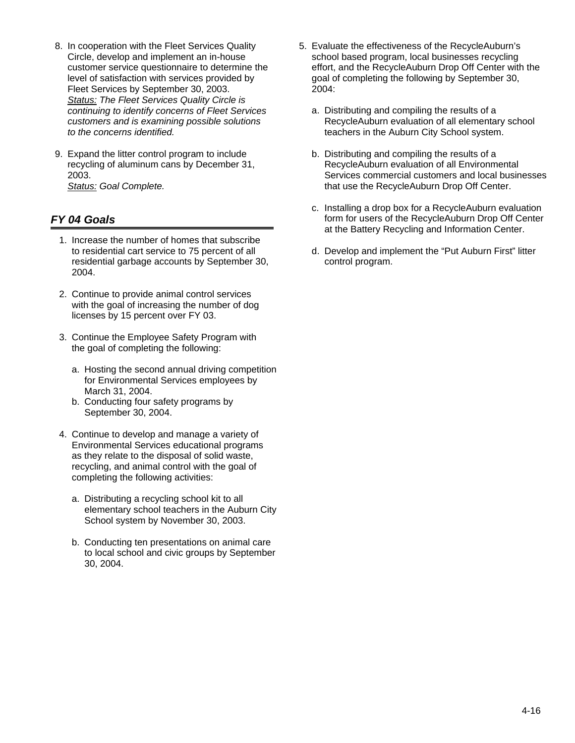8. In cooperation with the Fleet Services Quality Circle, develop and implement an in-house customer service questionnaire to determine the level of satisfaction with services provided by Fleet Services by September 30, 2003.
   Status: *The Fleet Services Quality Circle is continuing to identify concerns of Fleet Services customers and is examining possible solutions to the concerns identified.*

9. Expand the litter control program to include recycling of aluminum cans by December 31, 2003.
   Status: *Goal Complete.*

## *FY 04 Goals*

1. Increase the number of homes that subscribe to residential cart service to 75 percent of all residential garbage accounts by September 30, 2004.

2. Continue to provide animal control services with the goal of increasing the number of dog licenses by 15 percent over FY 03.

3. Continue the Employee Safety Program with the goal of completing the following:

   a. Hosting the second annual driving competition for Environmental Services employees by March 31, 2004.
   b. Conducting four safety programs by September 30, 2004.

4. Continue to develop and manage a variety of Environmental Services educational programs as they relate to the disposal of solid waste, recycling, and animal control with the goal of completing the following activities:

   a. Distributing a recycling school kit to all elementary school teachers in the Auburn City School system by November 30, 2003.

   b. Conducting ten presentations on animal care to local school and civic groups by September 30, 2004.

5. Evaluate the effectiveness of the RecycleAuburn's school based program, local businesses recycling effort, and the RecycleAuburn Drop Off Center with the goal of completing the following by September 30, 2004:

   a. Distributing and compiling the results of a RecycleAuburn evaluation of all elementary school teachers in the Auburn City School system.

   b. Distributing and compiling the results of a RecycleAuburn evaluation of all Environmental Services commercial customers and local businesses that use the RecycleAuburn Drop Off Center.

   c. Installing a drop box for a RecycleAuburn evaluation form for users of the RecycleAuburn Drop Off Center at the Battery Recycling and Information Center.

   d. Develop and implement the "Put Auburn First" litter control program.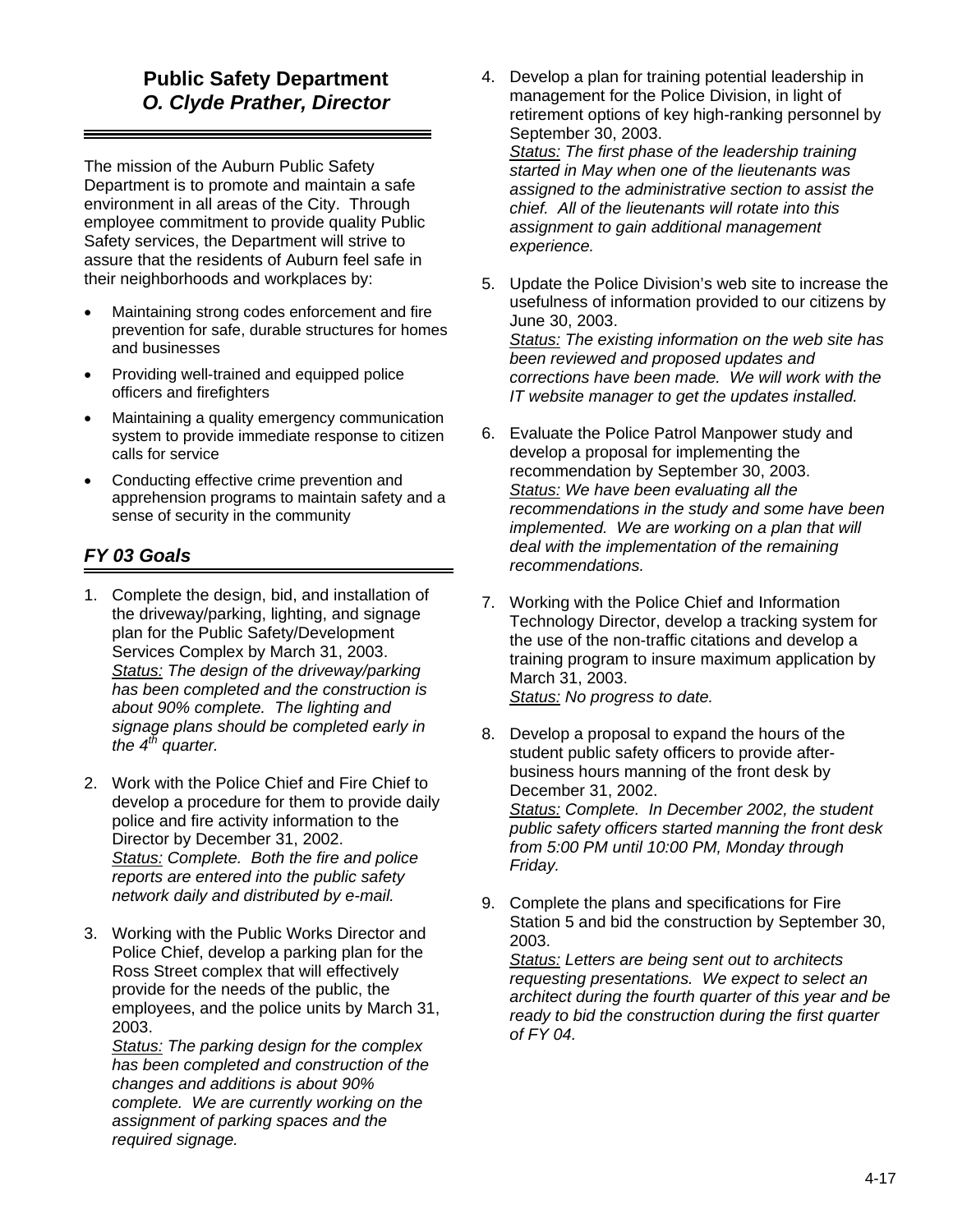# Public Safety Department
## *O. Clyde Prather, Director*

The mission of the Auburn Public Safety Department is to promote and maintain a safe environment in all areas of the City. Through employee commitment to provide quality Public Safety services, the Department will strive to assure that the residents of Auburn feel safe in their neighborhoods and workplaces by:

- Maintaining strong codes enforcement and fire prevention for safe, durable structures for homes and businesses
- Providing well-trained and equipped police officers and firefighters
- Maintaining a quality emergency communication system to provide immediate response to citizen calls for service
- Conducting effective crime prevention and apprehension programs to maintain safety and a sense of security in the community

## *FY 03 Goals*

1. Complete the design, bid, and installation of the driveway/parking, lighting, and signage plan for the Public Safety/Development Services Complex by March 31, 2003.
   *Status: The design of the driveway/parking has been completed and the construction is about 90% complete. The lighting and signage plans should be completed early in the 4th quarter.*

2. Work with the Police Chief and Fire Chief to develop a procedure for them to provide daily police and fire activity information to the Director by December 31, 2002.
   *Status: Complete. Both the fire and police reports are entered into the public safety network daily and distributed by e-mail.*

3. Working with the Public Works Director and Police Chief, develop a parking plan for the Ross Street complex that will effectively provide for the needs of the public, the employees, and the police units by March 31, 2003.
   *Status: The parking design for the complex has been completed and construction of the changes and additions is about 90% complete. We are currently working on the assignment of parking spaces and the required signage.*

4. Develop a plan for training potential leadership in management for the Police Division, in light of retirement options of key high-ranking personnel by September 30, 2003.
   *Status: The first phase of the leadership training started in May when one of the lieutenants was assigned to the administrative section to assist the chief. All of the lieutenants will rotate into this assignment to gain additional management experience.*

5. Update the Police Division's web site to increase the usefulness of information provided to our citizens by June 30, 2003.
   *Status: The existing information on the web site has been reviewed and proposed updates and corrections have been made. We will work with the IT website manager to get the updates installed.*

6. Evaluate the Police Patrol Manpower study and develop a proposal for implementing the recommendation by September 30, 2003.
   *Status: We have been evaluating all the recommendations in the study and some have been implemented. We are working on a plan that will deal with the implementation of the remaining recommendations.*

7. Working with the Police Chief and Information Technology Director, develop a tracking system for the use of the non-traffic citations and develop a training program to insure maximum application by March 31, 2003.
   *Status: No progress to date.*

8. Develop a proposal to expand the hours of the student public safety officers to provide after-business hours manning of the front desk by December 31, 2002.
   *Status: Complete. In December 2002, the student public safety officers started manning the front desk from 5:00 PM until 10:00 PM, Monday through Friday.*

9. Complete the plans and specifications for Fire Station 5 and bid the construction by September 30, 2003.
   *Status: Letters are being sent out to architects requesting presentations. We expect to select an architect during the fourth quarter of this year and be ready to bid the construction during the first quarter of FY 04.*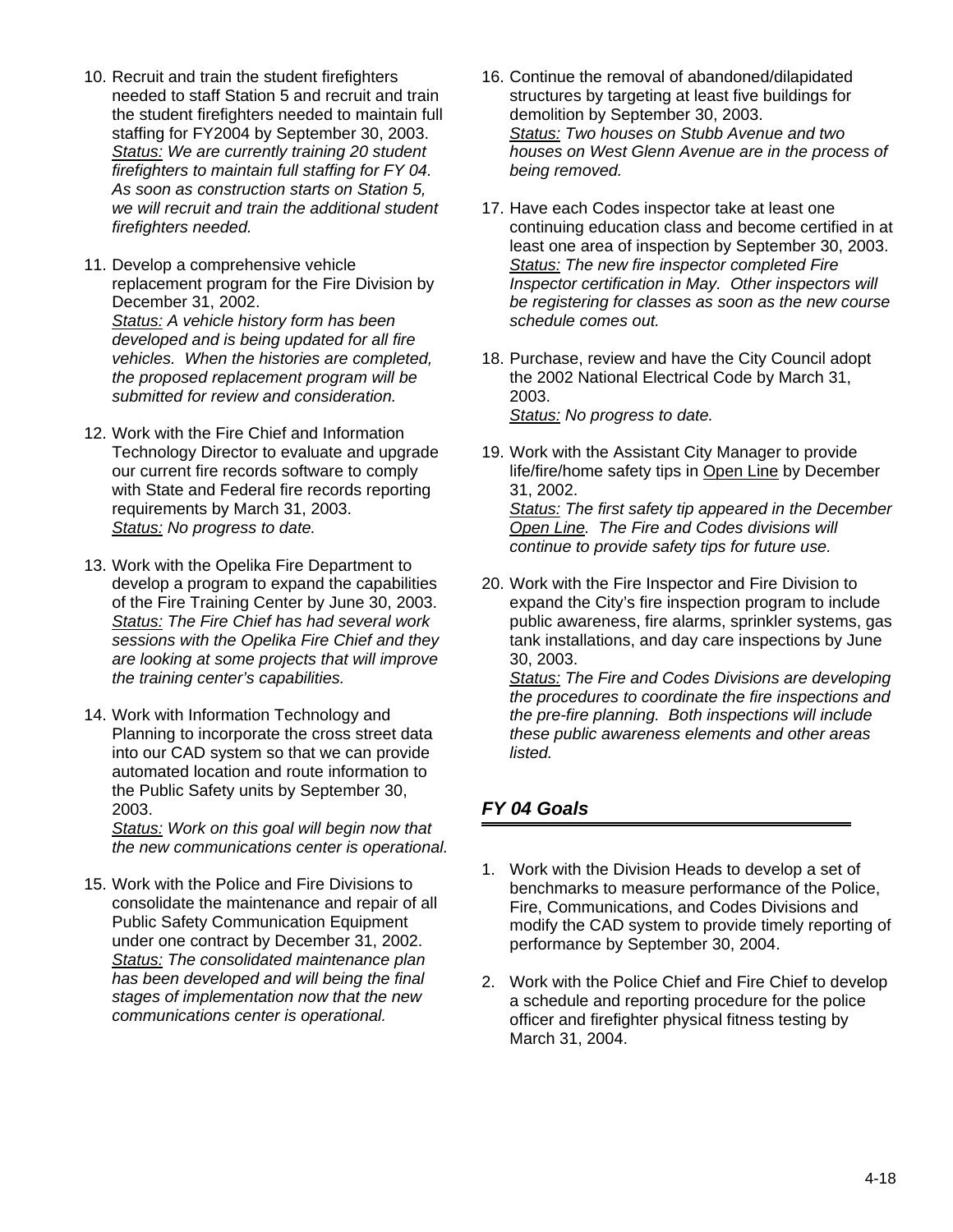10. Recruit and train the student firefighters needed to staff Station 5 and recruit and train the student firefighters needed to maintain full staffing for FY2004 by September 30, 2003.
    *Status: We are currently training 20 student firefighters to maintain full staffing for FY 04. As soon as construction starts on Station 5, we will recruit and train the additional student firefighters needed.*

11. Develop a comprehensive vehicle replacement program for the Fire Division by December 31, 2002.
    *Status: A vehicle history form has been developed and is being updated for all fire vehicles. When the histories are completed, the proposed replacement program will be submitted for review and consideration.*

12. Work with the Fire Chief and Information Technology Director to evaluate and upgrade our current fire records software to comply with State and Federal fire records reporting requirements by March 31, 2003.
    *Status: No progress to date.*

13. Work with the Opelika Fire Department to develop a program to expand the capabilities of the Fire Training Center by June 30, 2003.
    *Status: The Fire Chief has had several work sessions with the Opelika Fire Chief and they are looking at some projects that will improve the training center's capabilities.*

14. Work with Information Technology and Planning to incorporate the cross street data into our CAD system so that we can provide automated location and route information to the Public Safety units by September 30, 2003.
    *Status: Work on this goal will begin now that the new communications center is operational.*

15. Work with the Police and Fire Divisions to consolidate the maintenance and repair of all Public Safety Communication Equipment under one contract by December 31, 2002.
    *Status: The consolidated maintenance plan has been developed and will being the final stages of implementation now that the new communications center is operational.*

16. Continue the removal of abandoned/dilapidated structures by targeting at least five buildings for demolition by September 30, 2003.
    *Status: Two houses on Stubb Avenue and two houses on West Glenn Avenue are in the process of being removed.*

17. Have each Codes inspector take at least one continuing education class and become certified in at least one area of inspection by September 30, 2003.
    *Status: The new fire inspector completed Fire Inspector certification in May. Other inspectors will be registering for classes as soon as the new course schedule comes out.*

18. Purchase, review and have the City Council adopt the 2002 National Electrical Code by March 31, 2003.
    *Status: No progress to date.*

19. Work with the Assistant City Manager to provide life/fire/home safety tips in Open Line by December 31, 2002.
    *Status: The first safety tip appeared in the December Open Line. The Fire and Codes divisions will continue to provide safety tips for future use.*

20. Work with the Fire Inspector and Fire Division to expand the City's fire inspection program to include public awareness, fire alarms, sprinkler systems, gas tank installations, and day care inspections by June 30, 2003.
    *Status: The Fire and Codes Divisions are developing the procedures to coordinate the fire inspections and the pre-fire planning. Both inspections will include these public awareness elements and other areas listed.*

## *FY 04 Goals*

1. Work with the Division Heads to develop a set of benchmarks to measure performance of the Police, Fire, Communications, and Codes Divisions and modify the CAD system to provide timely reporting of performance by September 30, 2004.

2. Work with the Police Chief and Fire Chief to develop a schedule and reporting procedure for the police officer and firefighter physical fitness testing by March 31, 2004.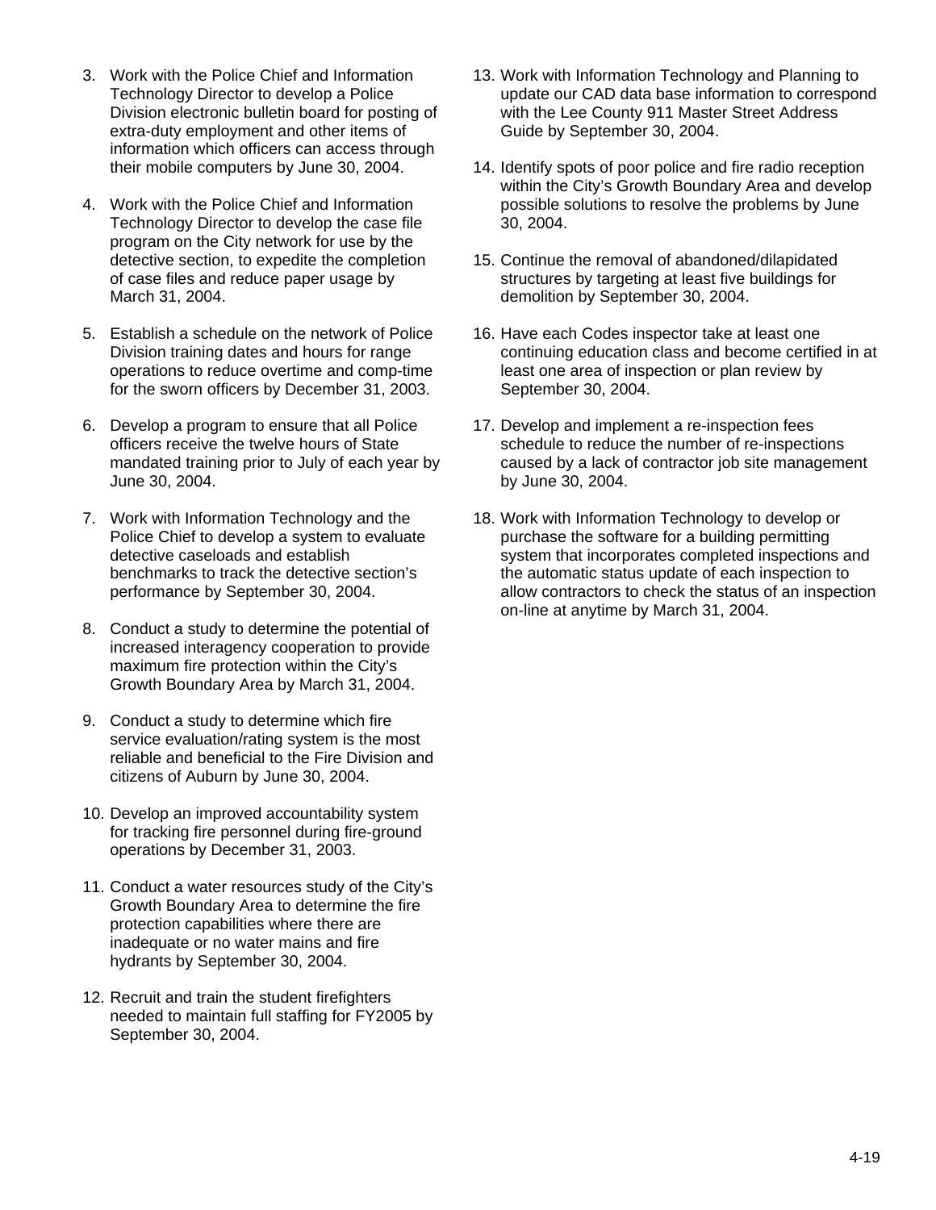3. Work with the Police Chief and Information Technology Director to develop a Police Division electronic bulletin board for posting of extra-duty employment and other items of information which officers can access through their mobile computers by June 30, 2004.

4. Work with the Police Chief and Information Technology Director to develop the case file program on the City network for use by the detective section, to expedite the completion of case files and reduce paper usage by March 31, 2004.

5. Establish a schedule on the network of Police Division training dates and hours for range operations to reduce overtime and comp-time for the sworn officers by December 31, 2003.

6. Develop a program to ensure that all Police officers receive the twelve hours of State mandated training prior to July of each year by June 30, 2004.

7. Work with Information Technology and the Police Chief to develop a system to evaluate detective caseloads and establish benchmarks to track the detective section's performance by September 30, 2004.

8. Conduct a study to determine the potential of increased interagency cooperation to provide maximum fire protection within the City's Growth Boundary Area by March 31, 2004.

9. Conduct a study to determine which fire service evaluation/rating system is the most reliable and beneficial to the Fire Division and citizens of Auburn by June 30, 2004.

10. Develop an improved accountability system for tracking fire personnel during fire-ground operations by December 31, 2003.

11. Conduct a water resources study of the City's Growth Boundary Area to determine the fire protection capabilities where there are inadequate or no water mains and fire hydrants by September 30, 2004.

12. Recruit and train the student firefighters needed to maintain full staffing for FY2005 by September 30, 2004.

13. Work with Information Technology and Planning to update our CAD data base information to correspond with the Lee County 911 Master Street Address Guide by September 30, 2004.

14. Identify spots of poor police and fire radio reception within the City's Growth Boundary Area and develop possible solutions to resolve the problems by June 30, 2004.

15. Continue the removal of abandoned/dilapidated structures by targeting at least five buildings for demolition by September 30, 2004.

16. Have each Codes inspector take at least one continuing education class and become certified in at least one area of inspection or plan review by September 30, 2004.

17. Develop and implement a re-inspection fees schedule to reduce the number of re-inspections caused by a lack of contractor job site management by June 30, 2004.

18. Work with Information Technology to develop or purchase the software for a building permitting system that incorporates completed inspections and the automatic status update of each inspection to allow contractors to check the status of an inspection on-line at anytime by March 31, 2004.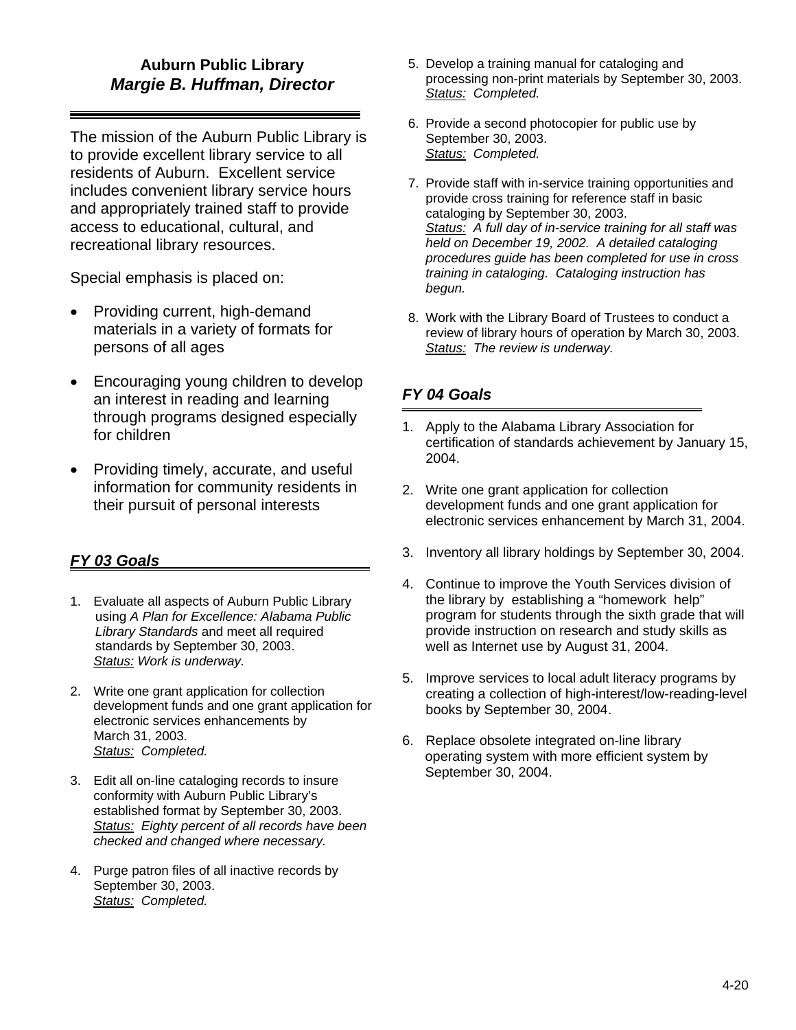## Auburn Public Library
### *Margie B. Huffman, Director*

The mission of the Auburn Public Library is to provide excellent library service to all residents of Auburn. Excellent service includes convenient library service hours and appropriately trained staff to provide access to educational, cultural, and recreational library resources.

Special emphasis is placed on:

- Providing current, high-demand materials in a variety of formats for persons of all ages
- Encouraging young children to develop an interest in reading and learning through programs designed especially for children
- Providing timely, accurate, and useful information for community residents in their pursuit of personal interests

### *FY 03 Goals*

1. Evaluate all aspects of Auburn Public Library using *A Plan for Excellence: Alabama Public Library Standards* and meet all required standards by September 30, 2003.
   *Status: Work is underway.*

2. Write one grant application for collection development funds and one grant application for electronic services enhancements by March 31, 2003.
   *Status: Completed.*

3. Edit all on-line cataloging records to insure conformity with Auburn Public Library's established format by September 30, 2003.
   *Status: Eighty percent of all records have been checked and changed where necessary.*

4. Purge patron files of all inactive records by September 30, 2003.
   *Status: Completed.*

5. Develop a training manual for cataloging and processing non-print materials by September 30, 2003.
   *Status: Completed.*

6. Provide a second photocopier for public use by September 30, 2003.
   *Status: Completed.*

7. Provide staff with in-service training opportunities and provide cross training for reference staff in basic cataloging by September 30, 2003.
   *Status: A full day of in-service training for all staff was held on December 19, 2002. A detailed cataloging procedures guide has been completed for use in cross training in cataloging. Cataloging instruction has begun.*

8. Work with the Library Board of Trustees to conduct a review of library hours of operation by March 30, 2003.
   *Status: The review is underway.*

### *FY 04 Goals*

1. Apply to the Alabama Library Association for certification of standards achievement by January 15, 2004.

2. Write one grant application for collection development funds and one grant application for electronic services enhancement by March 31, 2004.

3. Inventory all library holdings by September 30, 2004.

4. Continue to improve the Youth Services division of the library by establishing a "homework help" program for students through the sixth grade that will provide instruction on research and study skills as well as Internet use by August 31, 2004.

5. Improve services to local adult literacy programs by creating a collection of high-interest/low-reading-level books by September 30, 2004.

6. Replace obsolete integrated on-line library operating system with more efficient system by September 30, 2004.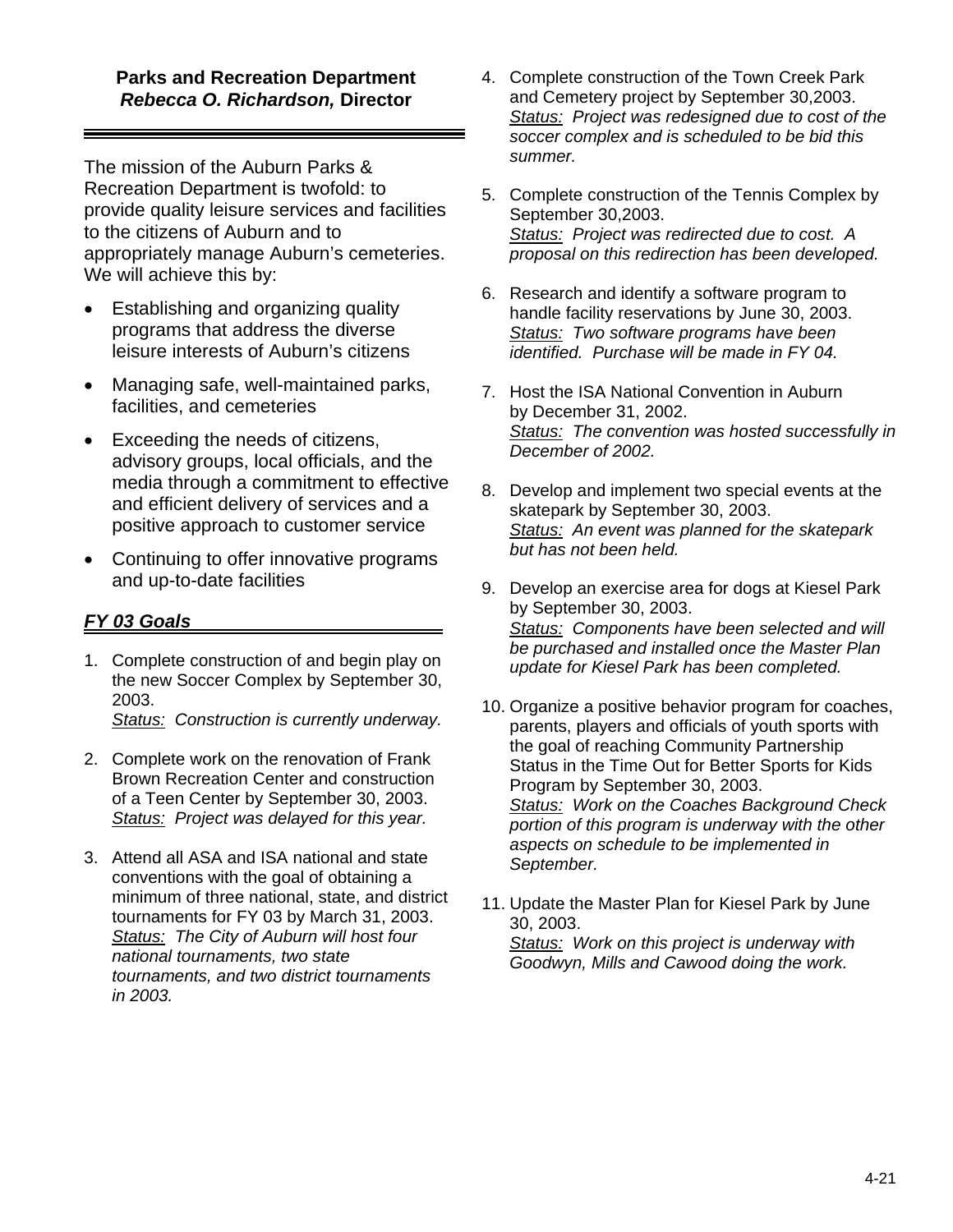**Parks and Recreation Department**
***Rebecca O. Richardson,* Director**

The mission of the Auburn Parks & Recreation Department is twofold: to provide quality leisure services and facilities to the citizens of Auburn and to appropriately manage Auburn's cemeteries. We will achieve this by:

- Establishing and organizing quality programs that address the diverse leisure interests of Auburn's citizens
- Managing safe, well-maintained parks, facilities, and cemeteries
- Exceeding the needs of citizens, advisory groups, local officials, and the media through a commitment to effective and efficient delivery of services and a positive approach to customer service
- Continuing to offer innovative programs and up-to-date facilities

## *FY 03 Goals*

1. Complete construction of and begin play on the new Soccer Complex by September 30, 2003.
   *Status: Construction is currently underway.*

2. Complete work on the renovation of Frank Brown Recreation Center and construction of a Teen Center by September 30, 2003.
   *Status: Project was delayed for this year.*

3. Attend all ASA and ISA national and state conventions with the goal of obtaining a minimum of three national, state, and district tournaments for FY 03 by March 31, 2003.
   *Status: The City of Auburn will host four national tournaments, two state tournaments, and two district tournaments in 2003.*

4. Complete construction of the Town Creek Park and Cemetery project by September 30,2003.
   *Status: Project was redesigned due to cost of the soccer complex and is scheduled to be bid this summer.*

5. Complete construction of the Tennis Complex by September 30,2003.
   *Status: Project was redirected due to cost. A proposal on this redirection has been developed.*

6. Research and identify a software program to handle facility reservations by June 30, 2003.
   *Status: Two software programs have been identified. Purchase will be made in FY 04.*

7. Host the ISA National Convention in Auburn by December 31, 2002.
   *Status: The convention was hosted successfully in December of 2002.*

8. Develop and implement two special events at the skatepark by September 30, 2003.
   *Status: An event was planned for the skatepark but has not been held.*

9. Develop an exercise area for dogs at Kiesel Park by September 30, 2003.
   *Status: Components have been selected and will be purchased and installed once the Master Plan update for Kiesel Park has been completed.*

10. Organize a positive behavior program for coaches, parents, players and officials of youth sports with the goal of reaching Community Partnership Status in the Time Out for Better Sports for Kids Program by September 30, 2003.
    *Status: Work on the Coaches Background Check portion of this program is underway with the other aspects on schedule to be implemented in September.*

11. Update the Master Plan for Kiesel Park by June 30, 2003.
    *Status: Work on this project is underway with Goodwyn, Mills and Cawood doing the work.*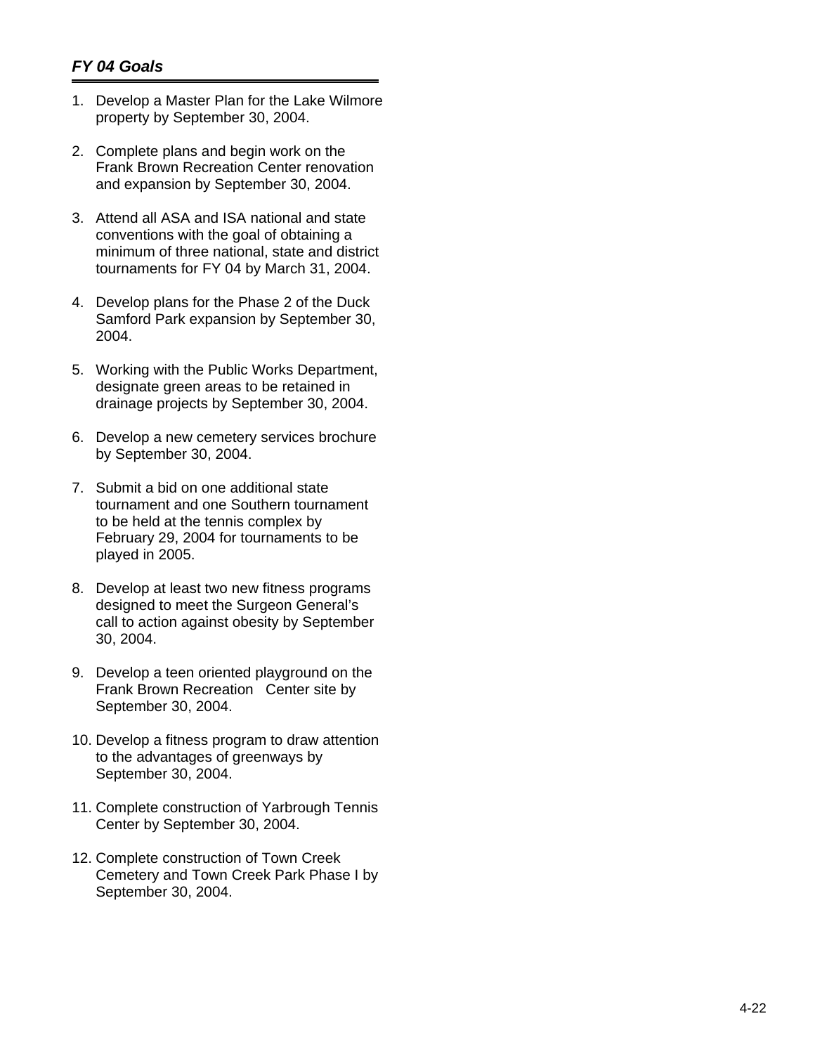### *FY 04 Goals*

1. Develop a Master Plan for the Lake Wilmore property by September 30, 2004.

2. Complete plans and begin work on the Frank Brown Recreation Center renovation and expansion by September 30, 2004.

3. Attend all ASA and ISA national and state conventions with the goal of obtaining a minimum of three national, state and district tournaments for FY 04 by March 31, 2004.

4. Develop plans for the Phase 2 of the Duck Samford Park expansion by September 30, 2004.

5. Working with the Public Works Department, designate green areas to be retained in drainage projects by September 30, 2004.

6. Develop a new cemetery services brochure by September 30, 2004.

7. Submit a bid on one additional state tournament and one Southern tournament to be held at the tennis complex by February 29, 2004 for tournaments to be played in 2005.

8. Develop at least two new fitness programs designed to meet the Surgeon General's call to action against obesity by September 30, 2004.

9. Develop a teen oriented playground on the Frank Brown Recreation Center site by September 30, 2004.

10. Develop a fitness program to draw attention to the advantages of greenways by September 30, 2004.

11. Complete construction of Yarbrough Tennis Center by September 30, 2004.

12. Complete construction of Town Creek Cemetery and Town Creek Park Phase I by September 30, 2004.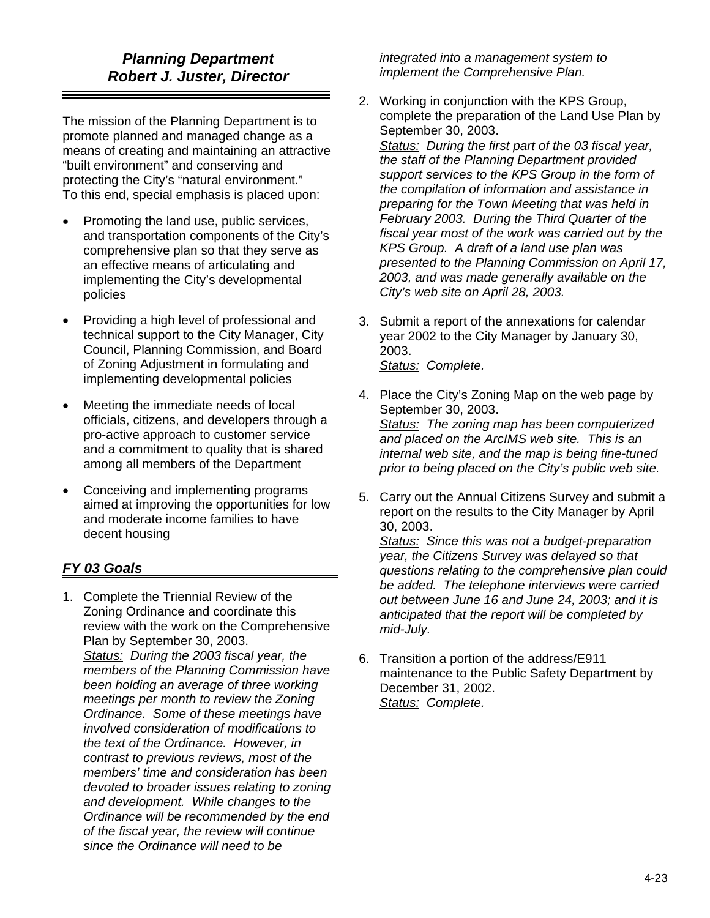## *Planning Department*
## *Robert J. Juster, Director*

The mission of the Planning Department is to promote planned and managed change as a means of creating and maintaining an attractive "built environment" and conserving and protecting the City's "natural environment." To this end, special emphasis is placed upon:

- Promoting the land use, public services, and transportation components of the City's comprehensive plan so that they serve as an effective means of articulating and implementing the City's developmental policies
- Providing a high level of professional and technical support to the City Manager, City Council, Planning Commission, and Board of Zoning Adjustment in formulating and implementing developmental policies
- Meeting the immediate needs of local officials, citizens, and developers through a pro-active approach to customer service and a commitment to quality that is shared among all members of the Department
- Conceiving and implementing programs aimed at improving the opportunities for low and moderate income families to have decent housing

## *FY 03 Goals*

1. Complete the Triennial Review of the Zoning Ordinance and coordinate this review with the work on the Comprehensive Plan by September 30, 2003.
   *Status: During the 2003 fiscal year, the members of the Planning Commission have been holding an average of three working meetings per month to review the Zoning Ordinance. Some of these meetings have involved consideration of modifications to the text of the Ordinance. However, in contrast to previous reviews, most of the members' time and consideration has been devoted to broader issues relating to zoning and development. While changes to the Ordinance will be recommended by the end of the fiscal year, the review will continue since the Ordinance will need to be integrated into a management system to implement the Comprehensive Plan.*

2. Working in conjunction with the KPS Group, complete the preparation of the Land Use Plan by September 30, 2003.
   *Status: During the first part of the 03 fiscal year, the staff of the Planning Department provided support services to the KPS Group in the form of the compilation of information and assistance in preparing for the Town Meeting that was held in February 2003. During the Third Quarter of the fiscal year most of the work was carried out by the KPS Group. A draft of a land use plan was presented to the Planning Commission on April 17, 2003, and was made generally available on the City's web site on April 28, 2003.*

3. Submit a report of the annexations for calendar year 2002 to the City Manager by January 30, 2003.
   *Status: Complete.*

4. Place the City's Zoning Map on the web page by September 30, 2003.
   *Status: The zoning map has been computerized and placed on the ArcIMS web site. This is an internal web site, and the map is being fine-tuned prior to being placed on the City's public web site.*

5. Carry out the Annual Citizens Survey and submit a report on the results to the City Manager by April 30, 2003.
   *Status: Since this was not a budget-preparation year, the Citizens Survey was delayed so that questions relating to the comprehensive plan could be added. The telephone interviews were carried out between June 16 and June 24, 2003; and it is anticipated that the report will be completed by mid-July.*

6. Transition a portion of the address/E911 maintenance to the Public Safety Department by December 31, 2002.
   *Status: Complete.*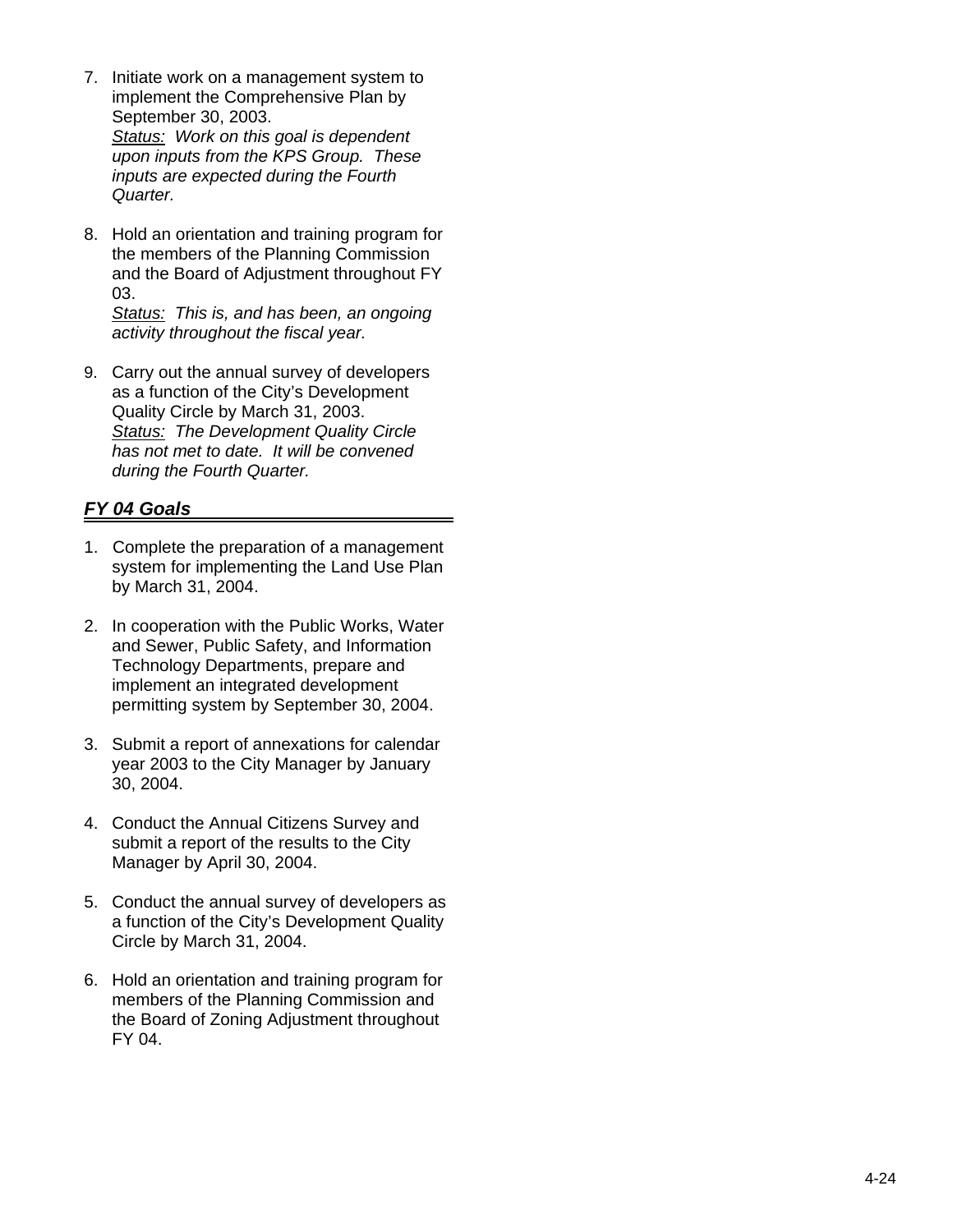7. Initiate work on a management system to implement the Comprehensive Plan by September 30, 2003.
   *<u>Status:</u> Work on this goal is dependent upon inputs from the KPS Group. These inputs are expected during the Fourth Quarter.*

8. Hold an orientation and training program for the members of the Planning Commission and the Board of Adjustment throughout FY 03.
   *<u>Status:</u> This is, and has been, an ongoing activity throughout the fiscal year.*

9. Carry out the annual survey of developers as a function of the City's Development Quality Circle by March 31, 2003.
   *<u>Status:</u> The Development Quality Circle has not met to date. It will be convened during the Fourth Quarter.*

## *FY 04 Goals*

1. Complete the preparation of a management system for implementing the Land Use Plan by March 31, 2004.

2. In cooperation with the Public Works, Water and Sewer, Public Safety, and Information Technology Departments, prepare and implement an integrated development permitting system by September 30, 2004.

3. Submit a report of annexations for calendar year 2003 to the City Manager by January 30, 2004.

4. Conduct the Annual Citizens Survey and submit a report of the results to the City Manager by April 30, 2004.

5. Conduct the annual survey of developers as a function of the City's Development Quality Circle by March 31, 2004.

6. Hold an orientation and training program for members of the Planning Commission and the Board of Zoning Adjustment throughout FY 04.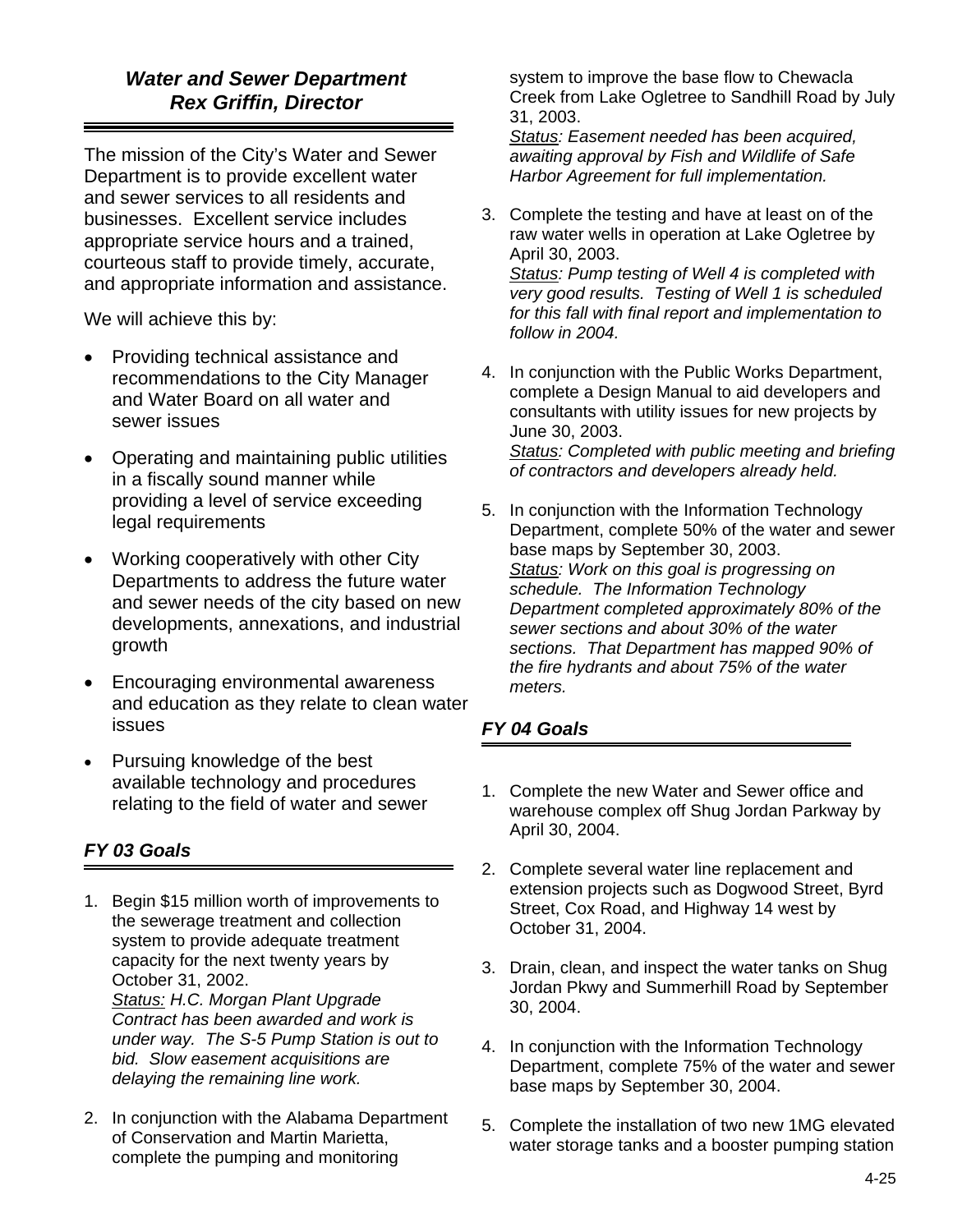### *Water and Sewer Department*
### *Rex Griffin, Director*

The mission of the City's Water and Sewer Department is to provide excellent water and sewer services to all residents and businesses. Excellent service includes appropriate service hours and a trained, courteous staff to provide timely, accurate, and appropriate information and assistance.

We will achieve this by:

- Providing technical assistance and recommendations to the City Manager and Water Board on all water and sewer issues
- Operating and maintaining public utilities in a fiscally sound manner while providing a level of service exceeding legal requirements
- Working cooperatively with other City Departments to address the future water and sewer needs of the city based on new developments, annexations, and industrial growth
- Encouraging environmental awareness and education as they relate to clean water issues
- Pursuing knowledge of the best available technology and procedures relating to the field of water and sewer

## *FY 03 Goals*

1. Begin $15 million worth of improvements to the sewerage treatment and collection system to provide adequate treatment capacity for the next twenty years by October 31, 2002.
   *Status: H.C. Morgan Plant Upgrade Contract has been awarded and work is under way. The S-5 Pump Station is out to bid. Slow easement acquisitions are delaying the remaining line work.*

2. In conjunction with the Alabama Department of Conservation and Martin Marietta, complete the pumping and monitoring system to improve the base flow to Chewacla Creek from Lake Ogletree to Sandhill Road by July 31, 2003.
   *Status: Easement needed has been acquired, awaiting approval by Fish and Wildlife of Safe Harbor Agreement for full implementation.*

3. Complete the testing and have at least on of the raw water wells in operation at Lake Ogletree by April 30, 2003.
   *Status: Pump testing of Well 4 is completed with very good results. Testing of Well 1 is scheduled for this fall with final report and implementation to follow in 2004.*

4. In conjunction with the Public Works Department, complete a Design Manual to aid developers and consultants with utility issues for new projects by June 30, 2003.
   *Status: Completed with public meeting and briefing of contractors and developers already held.*

5. In conjunction with the Information Technology Department, complete 50% of the water and sewer base maps by September 30, 2003.
   *Status: Work on this goal is progressing on schedule. The Information Technology Department completed approximately 80% of the sewer sections and about 30% of the water sections. That Department has mapped 90% of the fire hydrants and about 75% of the water meters.*

## *FY 04 Goals*

1. Complete the new Water and Sewer office and warehouse complex off Shug Jordan Parkway by April 30, 2004.

2. Complete several water line replacement and extension projects such as Dogwood Street, Byrd Street, Cox Road, and Highway 14 west by October 31, 2004.

3. Drain, clean, and inspect the water tanks on Shug Jordan Pkwy and Summerhill Road by September 30, 2004.

4. In conjunction with the Information Technology Department, complete 75% of the water and sewer base maps by September 30, 2004.

5. Complete the installation of two new 1MG elevated water storage tanks and a booster pumping station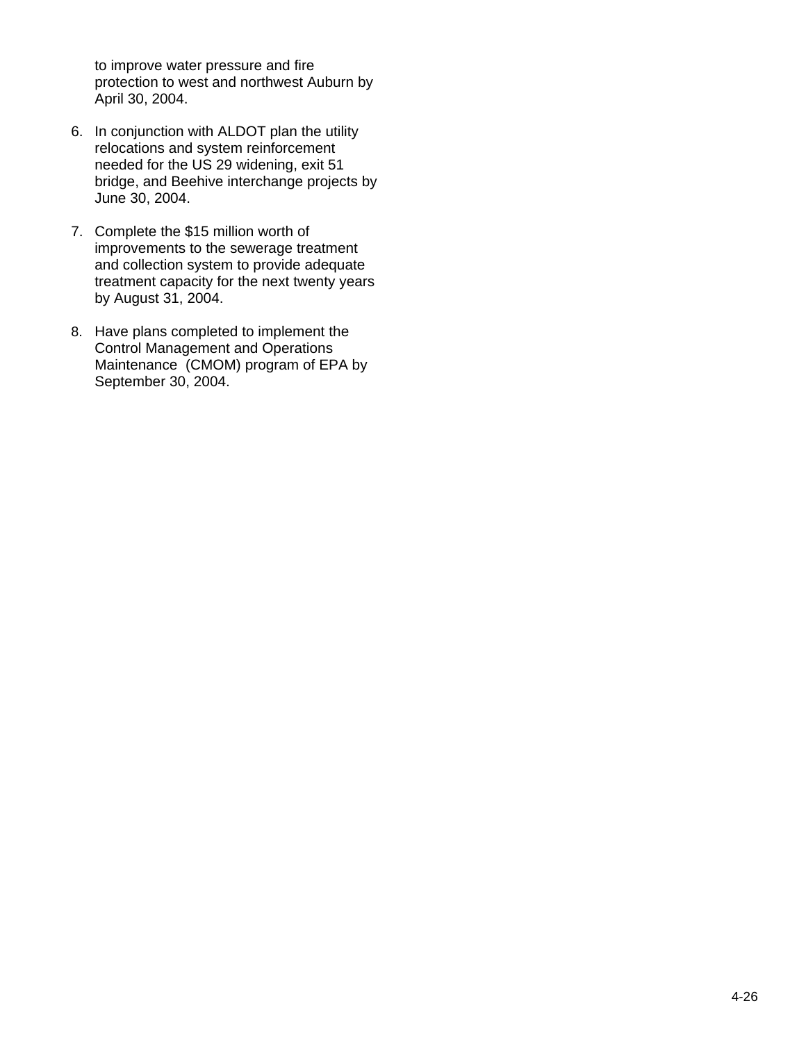to improve water pressure and fire protection to west and northwest Auburn by April 30, 2004.

6. In conjunction with ALDOT plan the utility relocations and system reinforcement needed for the US 29 widening, exit 51 bridge, and Beehive interchange projects by June 30, 2004.

7. Complete the $15 million worth of improvements to the sewerage treatment and collection system to provide adequate treatment capacity for the next twenty years by August 31, 2004.

8. Have plans completed to implement the Control Management and Operations Maintenance (CMOM) program of EPA by September 30, 2004.